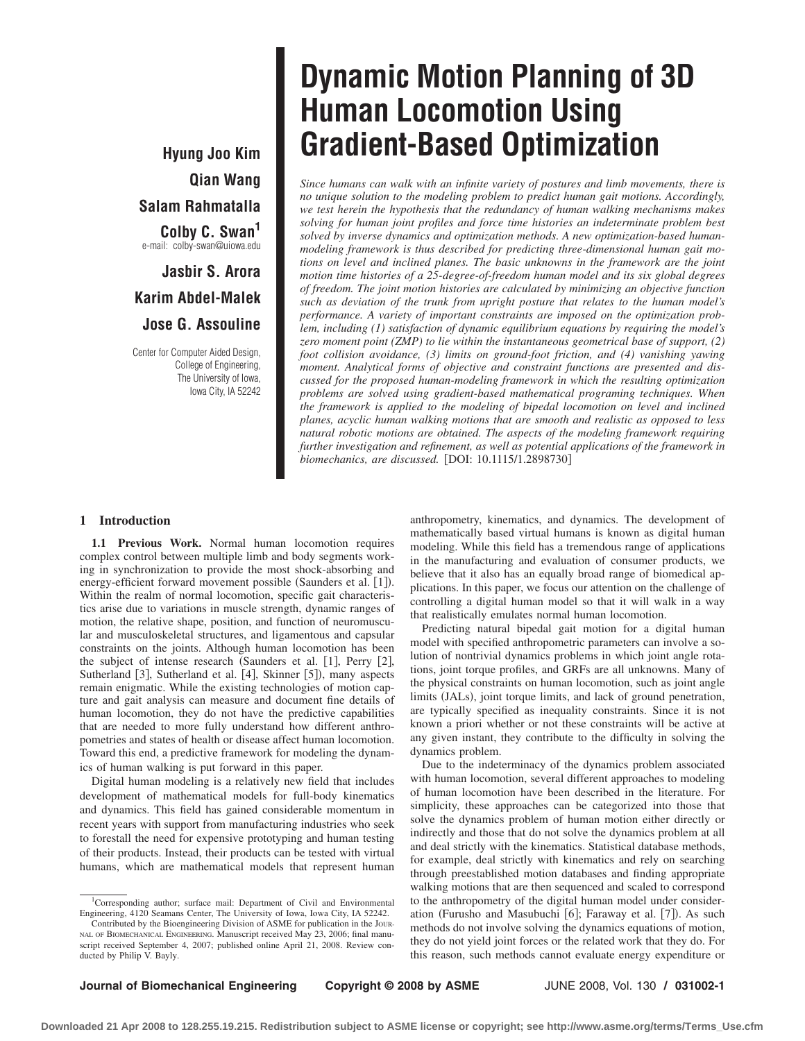# Dynamic Motion Planning of 3D Human Locomotion Using Gradient-Based Optimization

**Hyung Joo Kim**

**Qian Wang**

**Salam Rahmatalla**

**Colby C. Swan[1]**
e-mail: colby-swan@uiowa.edu

**Jasbir S. Arora**

**Karim Abdel-Malek**

**Jose G. Assouline**

Center for Computer Aided Design,
College of Engineering,
The University of Iowa,
Iowa City, IA 52242

*Since humans can walk with an infinite variety of postures and limb movements, there is no unique solution to the modeling problem to predict human gait motions. Accordingly, we test herein the hypothesis that the redundancy of human walking mechanisms makes solving for human joint profiles and force time histories an indeterminate problem best solved by inverse dynamics and optimization methods. A new optimization-based human-modeling framework is thus described for predicting three-dimensional human gait motions on level and inclined planes. The basic unknowns in the framework are the joint motion time histories of a 25-degree-of-freedom human model and its six global degrees of freedom. The joint motion histories are calculated by minimizing an objective function such as deviation of the trunk from upright posture that relates to the human model's performance. A variety of important constraints are imposed on the optimization problem, including (1) satisfaction of dynamic equilibrium equations by requiring the model's zero moment point (ZMP) to lie within the instantaneous geometrical base of support, (2) foot collision avoidance, (3) limits on ground-foot friction, and (4) vanishing yawing moment. Analytical forms of objective and constraint functions are presented and discussed for the proposed human-modeling framework in which the resulting optimization problems are solved using gradient-based mathematical programing techniques. When the framework is applied to the modeling of bipedal locomotion on level and inclined planes, acyclic human walking motions that are smooth and realistic as opposed to less natural robotic motions are obtained. The aspects of the modeling framework requiring further investigation and refinement, as well as potential applications of the framework in biomechanics, are discussed.* [DOI: 10.1115/1.2898730]

## 1 Introduction

**1.1 Previous Work.** Normal human locomotion requires complex control between multiple limb and body segments working in synchronization to provide the most shock-absorbing and energy-efficient forward movement possible (Saunders et al. [1]). Within the realm of normal locomotion, specific gait characteristics arise due to variations in muscle strength, dynamic ranges of motion, the relative shape, position, and function of neuromuscular and musculoskeletal structures, and ligamentous and capsular constraints on the joints. Although human locomotion has been the subject of intense research (Saunders et al. [1], Perry [2], Sutherland [3], Sutherland et al. [4], Skinner [5]), many aspects remain enigmatic. While the existing technologies of motion capture and gait analysis can measure and document fine details of human locomotion, they do not have the predictive capabilities that are needed to more fully understand how different anthropometries and states of health or disease affect human locomotion. Toward this end, a predictive framework for modeling the dynamics of human walking is put forward in this paper.

Digital human modeling is a relatively new field that includes development of mathematical models for full-body kinematics and dynamics. This field has gained considerable momentum in recent years with support from manufacturing industries who seek to forestall the need for expensive prototyping and human testing of their products. Instead, their products can be tested with virtual humans, which are mathematical models that represent human anthropometry, kinematics, and dynamics. The development of mathematically based virtual humans is known as digital human modeling. While this field has a tremendous range of applications in the manufacturing and evaluation of consumer products, we believe that it also has an equally broad range of biomedical applications. In this paper, we focus our attention on the challenge of controlling a digital human model so that it will walk in a way that realistically emulates normal human locomotion.

Predicting natural bipedal gait motion for a digital human model with specified anthropometric parameters can involve a solution of nontrivial dynamics problems in which joint angle rotations, joint torque profiles, and GRFs are all unknowns. Many of the physical constraints on human locomotion, such as joint angle limits (JALs), joint torque limits, and lack of ground penetration, are typically specified as inequality constraints. Since it is not known a priori whether or not these constraints will be active at any given instant, they contribute to the difficulty in solving the dynamics problem.

Due to the indeterminacy of the dynamics problem associated with human locomotion, several different approaches to modeling of human locomotion have been described in the literature. For simplicity, these approaches can be categorized into those that solve the dynamics problem of human motion either directly or indirectly and those that do not solve the dynamics problem at all and deal strictly with the kinematics. Statistical database methods, for example, deal strictly with kinematics and rely on searching through preestablished motion databases and finding appropriate walking motions that are then sequenced and scaled to correspond to the anthropometry of the digital human model under consideration (Furusho and Masubuchi [6]; Faraway et al. [7]). As such methods do not involve solving the dynamics equations of motion, they do not yield joint forces or the related work that they do. For this reason, such methods cannot evaluate energy expenditure or

[1]Corresponding author; surface mail: Department of Civil and Environmental Engineering, 4120 Seamans Center, The University of Iowa, Iowa City, IA 52242.

Contributed by the Bioengineering Division of ASME for publication in the JOURNAL OF BIOMECHANICAL ENGINEERING. Manuscript received May 23, 2006; final manuscript received September 4, 2007; published online April 21, 2008. Review conducted by Philip V. Bayly.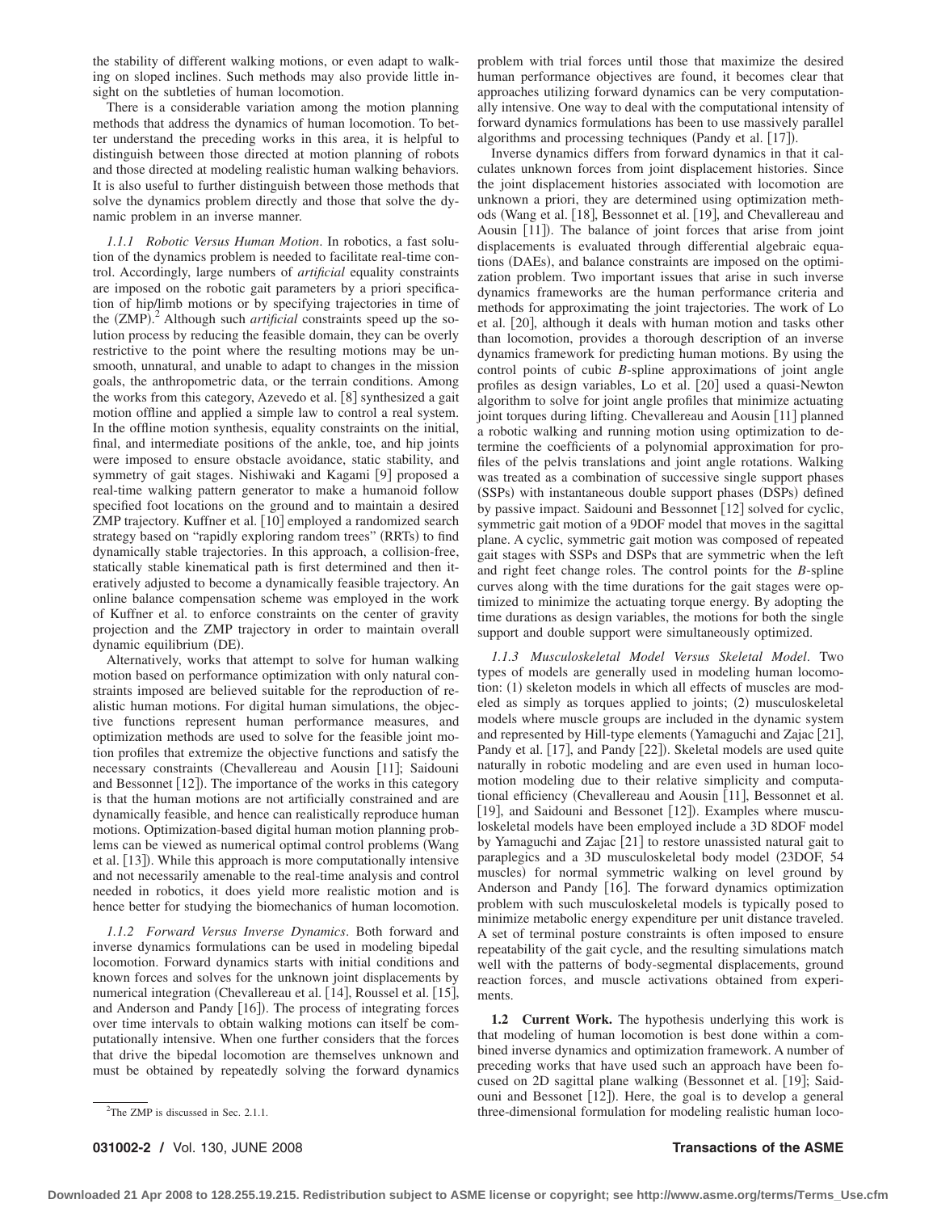the stability of different walking motions, or even adapt to walking on sloped inclines. Such methods may also provide little insight on the subtleties of human locomotion.

There is a considerable variation among the motion planning methods that address the dynamics of human locomotion. To better understand the preceding works in this area, it is helpful to distinguish between those directed at motion planning of robots and those directed at modeling realistic human walking behaviors. It is also useful to further distinguish between those methods that solve the dynamics problem directly and those that solve the dynamic problem in an inverse manner.

*1.1.1 Robotic Versus Human Motion*. In robotics, a fast solution of the dynamics problem is needed to facilitate real-time control. Accordingly, large numbers of *artificial* equality constraints are imposed on the robotic gait parameters by a priori specification of hip/limb motions or by specifying trajectories in time of the (ZMP).[2] Although such *artificial* constraints speed up the solution process by reducing the feasible domain, they can be overly restrictive to the point where the resulting motions may be unsmooth, unnatural, and unable to adapt to changes in the mission goals, the anthropometric data, or the terrain conditions. Among the works from this category, Azevedo et al. [8] synthesized a gait motion offline and applied a simple law to control a real system. In the offline motion synthesis, equality constraints on the initial, final, and intermediate positions of the ankle, toe, and hip joints were imposed to ensure obstacle avoidance, static stability, and symmetry of gait stages. Nishiwaki and Kagami [9] proposed a real-time walking pattern generator to make a humanoid follow specified foot locations on the ground and to maintain a desired ZMP trajectory. Kuffner et al. [10] employed a randomized search strategy based on "rapidly exploring random trees" (RRTs) to find dynamically stable trajectories. In this approach, a collision-free, statically stable kinematical path is first determined and then iteratively adjusted to become a dynamically feasible trajectory. An online balance compensation scheme was employed in the work of Kuffner et al. to enforce constraints on the center of gravity projection and the ZMP trajectory in order to maintain overall dynamic equilibrium (DE).

Alternatively, works that attempt to solve for human walking motion based on performance optimization with only natural constraints imposed are believed suitable for the reproduction of realistic human motions. For digital human simulations, the objective functions represent human performance measures, and optimization methods are used to solve for the feasible joint motion profiles that extremize the objective functions and satisfy the necessary constraints (Chevallereau and Aousin [11]; Saidouni and Bessonnet [12]). The importance of the works in this category is that the human motions are not artificially constrained and are dynamically feasible, and hence can realistically reproduce human motions. Optimization-based digital human motion planning problems can be viewed as numerical optimal control problems (Wang et al. [13]). While this approach is more computationally intensive and not necessarily amenable to the real-time analysis and control needed in robotics, it does yield more realistic motion and is hence better for studying the biomechanics of human locomotion.

*1.1.2 Forward Versus Inverse Dynamics*. Both forward and inverse dynamics formulations can be used in modeling bipedal locomotion. Forward dynamics starts with initial conditions and known forces and solves for the unknown joint displacements by numerical integration (Chevallereau et al. [14], Roussel et al. [15], and Anderson and Pandy [16]). The process of integrating forces over time intervals to obtain walking motions can itself be computationally intensive. When one further considers that the forces that drive the bipedal locomotion are themselves unknown and must be obtained by repeatedly solving the forward dynamics problem with trial forces until those that maximize the desired human performance objectives are found, it becomes clear that approaches utilizing forward dynamics can be very computationally intensive. One way to deal with the computational intensity of forward dynamics formulations has been to use massively parallel algorithms and processing techniques (Pandy et al. [17]).

Inverse dynamics differs from forward dynamics in that it calculates unknown forces from joint displacement histories. Since the joint displacement histories associated with locomotion are unknown a priori, they are determined using optimization methods (Wang et al. [18], Bessonnet et al. [19], and Chevallereau and Aousin [11]). The balance of joint forces that arise from joint displacements is evaluated through differential algebraic equations (DAEs), and balance constraints are imposed on the optimization problem. Two important issues that arise in such inverse dynamics frameworks are the human performance criteria and methods for approximating the joint trajectories. The work of Lo et al. [20], although it deals with human motion and tasks other than locomotion, provides a thorough description of an inverse dynamics framework for predicting human motions. By using the control points of cubic *B*-spline approximations of joint angle profiles as design variables, Lo et al. [20] used a quasi-Newton algorithm to solve for joint angle profiles that minimize actuating joint torques during lifting. Chevallereau and Aousin [11] planned a robotic walking and running motion using optimization to determine the coefficients of a polynomial approximation for profiles of the pelvis translations and joint angle rotations. Walking was treated as a combination of successive single support phases (SSPs) with instantaneous double support phases (DSPs) defined by passive impact. Saidouni and Bessonnet [12] solved for cyclic, symmetric gait motion of a 9DOF model that moves in the sagittal plane. A cyclic, symmetric gait motion was composed of repeated gait stages with SSPs and DSPs that are symmetric when the left and right feet change roles. The control points for the *B*-spline curves along with the time durations for the gait stages were optimized to minimize the actuating torque energy. By adopting the time durations as design variables, the motions for both the single support and double support were simultaneously optimized.

*1.1.3 Musculoskeletal Model Versus Skeletal Model*. Two types of models are generally used in modeling human locomotion: (1) skeleton models in which all effects of muscles are modeled as simply as torques applied to joints; (2) musculoskeletal models where muscle groups are included in the dynamic system and represented by Hill-type elements (Yamaguchi and Zajac [21], Pandy et al. [17], and Pandy [22]). Skeletal models are used quite naturally in robotic modeling and are even used in human locomotion modeling due to their relative simplicity and computational efficiency (Chevallereau and Aousin [11], Bessonnet et al. [19], and Saidouni and Bessonet [12]). Examples where musculoskeletal models have been employed include a 3D 8DOF model by Yamaguchi and Zajac [21] to restore unassisted natural gait to paraplegics and a 3D musculoskeletal body model (23DOF, 54 muscles) for normal symmetric walking on level ground by Anderson and Pandy [16]. The forward dynamics optimization problem with such musculoskeletal models is typically posed to minimize metabolic energy expenditure per unit distance traveled. A set of terminal posture constraints is often imposed to ensure repeatability of the gait cycle, and the resulting simulations match well with the patterns of body-segmental displacements, ground reaction forces, and muscle activations obtained from experiments.

**1.2 Current Work.** The hypothesis underlying this work is that modeling of human locomotion is best done within a combined inverse dynamics and optimization framework. A number of preceding works that have used such an approach have been focused on 2D sagittal plane walking (Bessonnet et al. [19]; Saidouni and Bessonet [12]). Here, the goal is to develop a general three-dimensional formulation for modeling realistic human loco-

[2] The ZMP is discussed in Sec. 2.1.1.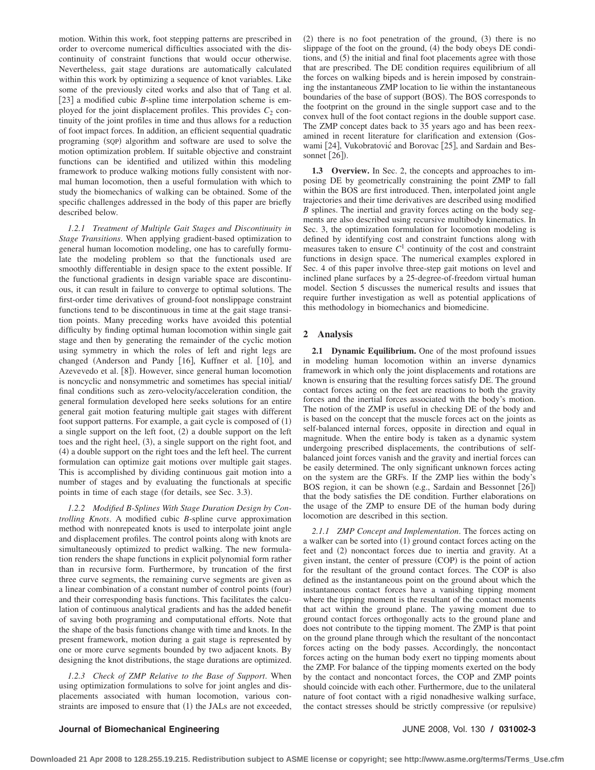motion. Within this work, foot stepping patterns are prescribed in order to overcome numerical difficulties associated with the discontinuity of constraint functions that would occur otherwise. Nevertheless, gait stage durations are automatically calculated within this work by optimizing a sequence of knot variables. Like some of the previously cited works and also that of Tang et al. [23] a modified cubic *B*-spline time interpolation scheme is employed for the joint displacement profiles. This provides $C_2$ continuity of the joint profiles in time and thus allows for a reduction of foot impact forces. In addition, an efficient sequential quadratic programing (SQP) algorithm and software are used to solve the motion optimization problem. If suitable objective and constraint functions can be identified and utilized within this modeling framework to produce walking motions fully consistent with normal human locomotion, then a useful formulation with which to study the biomechanics of walking can be obtained. Some of the specific challenges addressed in the body of this paper are briefly described below.

*1.2.1 Treatment of Multiple Gait Stages and Discontinuity in Stage Transitions*. When applying gradient-based optimization to general human locomotion modeling, one has to carefully formulate the modeling problem so that the functionals used are smoothly differentiable in design space to the extent possible. If the functional gradients in design variable space are discontinuous, it can result in failure to converge to optimal solutions. The first-order time derivatives of ground-foot nonslippage constraint functions tend to be discontinuous in time at the gait stage transition points. Many preceding works have avoided this potential difficulty by finding optimal human locomotion within single gait stage and then by generating the remainder of the cyclic motion using symmetry in which the roles of left and right legs are changed (Anderson and Pandy [16], Kuffner et al. [10], and Azevevedo et al. [8]). However, since general human locomotion is noncyclic and nonsymmetric and sometimes has special initial/final conditions such as zero-velocity/acceleration condition, the general formulation developed here seeks solutions for an entire general gait motion featuring multiple gait stages with different foot support patterns. For example, a gait cycle is composed of (1) a single support on the left foot, (2) a double support on the left toes and the right heel, (3), a single support on the right foot, and (4) a double support on the right toes and the left heel. The current formulation can optimize gait motions over multiple gait stages. This is accomplished by dividing continuous gait motion into a number of stages and by evaluating the functionals at specific points in time of each stage (for details, see Sec. 3.3).

*1.2.2 Modified B-Splines With Stage Duration Design by Controlling Knots*. A modified cubic *B*-spline curve approximation method with nonrepeated knots is used to interpolate joint angle and displacement profiles. The control points along with knots are simultaneously optimized to predict walking. The new formulation renders the shape functions in explicit polynomial form rather than in recursive form. Furthermore, by truncation of the first three curve segments, the remaining curve segments are given as a linear combination of a constant number of control points (four) and their corresponding basis functions. This facilitates the calculation of continuous analytical gradients and has the added benefit of saving both programing and computational efforts. Note that the shape of the basis functions change with time and knots. In the present framework, motion during a gait stage is represented by one or more curve segments bounded by two adjacent knots. By designing the knot distributions, the stage durations are optimized.

*1.2.3 Check of ZMP Relative to the Base of Support*. When using optimization formulations to solve for joint angles and displacements associated with human locomotion, various constraints are imposed to ensure that (1) the JALs are not exceeded, (2) there is no foot penetration of the ground, (3) there is no slippage of the foot on the ground, (4) the body obeys DE conditions, and (5) the initial and final foot placements agree with those that are prescribed. The DE condition requires equilibrium of all the forces on walking bipeds and is herein imposed by constraining the instantaneous ZMP location to lie within the instantaneous boundaries of the base of support (BOS). The BOS corresponds to the footprint on the ground in the single support case and to the convex hull of the foot contact regions in the double support case. The ZMP concept dates back to 35 years ago and has been reexamined in recent literature for clarification and extension (Goswami [24], Vukobratović and Borovac [25], and Sardain and Bessonnet [26]).

**1.3 Overview.** In Sec. 2, the concepts and approaches to imposing DE by geometrically constraining the point ZMP to fall within the BOS are first introduced. Then, interpolated joint angle trajectories and their time derivatives are described using modified *B* splines. The inertial and gravity forces acting on the body segments are also described using recursive multibody kinematics. In Sec. 3, the optimization formulation for locomotion modeling is defined by identifying cost and constraint functions along with measures taken to ensure $C^1$ continuity of the cost and constraint functions in design space. The numerical examples explored in Sec. 4 of this paper involve three-step gait motions on level and inclined plane surfaces by a 25-degree-of-freedom virtual human model. Section 5 discusses the numerical results and issues that require further investigation as well as potential applications of this methodology in biomechanics and biomedicine.

## 2 Analysis

**2.1 Dynamic Equilibrium.** One of the most profound issues in modeling human locomotion within an inverse dynamics framework in which only the joint displacements and rotations are known is ensuring that the resulting forces satisfy DE. The ground contact forces acting on the feet are reactions to both the gravity forces and the inertial forces associated with the body's motion. The notion of the ZMP is useful in checking DE of the body and is based on the concept that the muscle forces act on the joints as self-balanced internal forces, opposite in direction and equal in magnitude. When the entire body is taken as a dynamic system undergoing prescribed displacements, the contributions of self-balanced joint forces vanish and the gravity and inertial forces can be easily determined. The only significant unknown forces acting on the system are the GRFs. If the ZMP lies within the body's BOS region, it can be shown (e.g., Sardain and Bessonnet [26]) that the body satisfies the DE condition. Further elaborations on the usage of the ZMP to ensure DE of the human body during locomotion are described in this section.

*2.1.1 ZMP Concept and Implementation*. The forces acting on a walker can be sorted into (1) ground contact forces acting on the feet and (2) noncontact forces due to inertia and gravity. At a given instant, the center of pressure (COP) is the point of action for the resultant of the ground contact forces. The COP is also defined as the instantaneous point on the ground about which the instantaneous contact forces have a vanishing tipping moment where the tipping moment is the resultant of the contact moments that act within the ground plane. The yawing moment due to ground contact forces orthogonally acts to the ground plane and does not contribute to the tipping moment. The ZMP is that point on the ground plane through which the resultant of the noncontact forces acting on the body passes. Accordingly, the noncontact forces acting on the human body exert no tipping moments about the ZMP. For balance of the tipping moments exerted on the body by the contact and noncontact forces, the COP and ZMP points should coincide with each other. Furthermore, due to the unilateral nature of foot contact with a rigid nonadhesive walking surface, the contact stresses should be strictly compressive (or repulsive)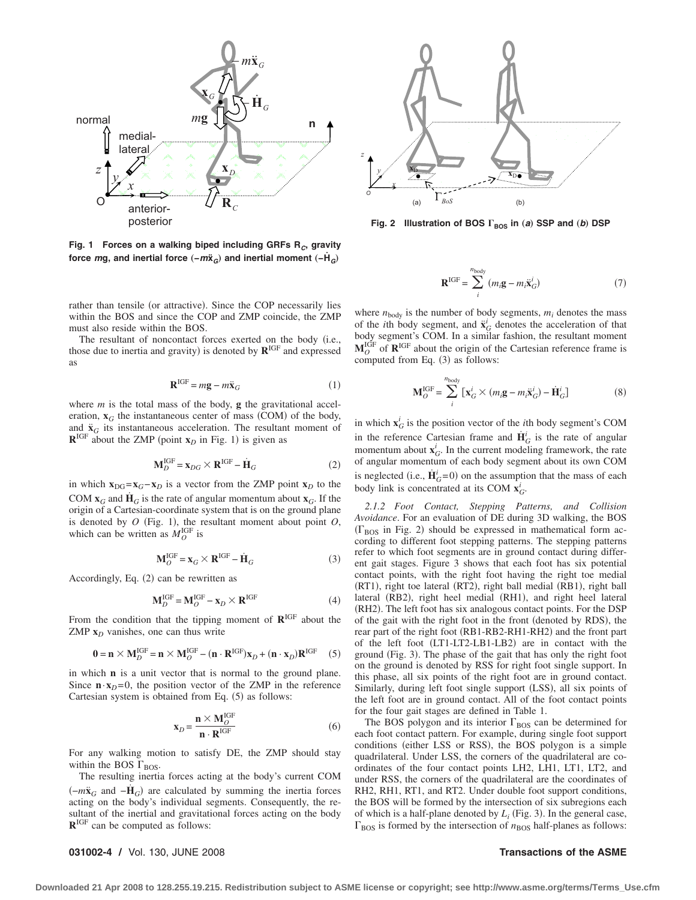Fig. 1 Forces on a walking biped including GRFs $\mathbf{R}_C$, gravity force $m\mathbf{g}$, and inertial force $(-m\ddot{\mathbf{x}}_G)$ and inertial moment $(-\dot{\mathbf{H}}_G)$

Fig. 2 Illustration of BOS $\Gamma_{\mathrm{BOS}}$ in (*a*) SSP and (*b*) DSP

rather than tensile (or attractive). Since the COP necessarily lies within the BOS and since the COP and ZMP coincide, the ZMP must also reside within the BOS.

The resultant of noncontact forces exerted on the body (i.e., those due to inertia and gravity) is denoted by $\mathbf{R}^{\mathrm{IGF}}$ and expressed as

$$\mathbf{R}^{\mathrm{IGF}} = m\mathbf{g} - m\ddot{\mathbf{x}}_G \tag{1}$$

where $m$ is the total mass of the body, $\mathbf{g}$ the gravitational acceleration, $\mathbf{x}_G$ the instantaneous center of mass (COM) of the body, and $\ddot{\mathbf{x}}_G$ its instantaneous acceleration. The resultant moment of $\mathbf{R}^{\mathrm{IGF}}$ about the ZMP (point $\mathbf{x}_D$ in Fig. 1) is given as

$$\mathbf{M}_D^{\mathrm{IGF}} = \mathbf{x}_{DG} \times \mathbf{R}^{\mathrm{IGF}} - \dot{\mathbf{H}}_G \tag{2}$$

in which $\mathbf{x}_{\mathrm{DG}} = \mathbf{x}_G - \mathbf{x}_D$ is a vector from the ZMP point $\mathbf{x}_D$ to the COM $\mathbf{x}_G$ and $\dot{\mathbf{H}}_G$ is the rate of angular momentum about $\mathbf{x}_G$. If the origin of a Cartesian-coordinate system that is on the ground plane is denoted by $O$ (Fig. 1), the resultant moment about point $O$, which can be written as $M_O^{\mathrm{IGF}}$ is

$$\mathbf{M}_O^{\mathrm{IGF}} = \mathbf{x}_G \times \mathbf{R}^{\mathrm{IGF}} - \dot{\mathbf{H}}_G \tag{3}$$

Accordingly, Eq. (2) can be rewritten as

$$\mathbf{M}_D^{\mathrm{IGF}} = \mathbf{M}_O^{\mathrm{IGF}} - \mathbf{x}_D \times \mathbf{R}^{\mathrm{IGF}} \tag{4}$$

From the condition that the tipping moment of $\mathbf{R}^{\mathrm{IGF}}$ about the ZMP $\mathbf{x}_D$ vanishes, one can thus write

$$\mathbf{0} = \mathbf{n} \times \mathbf{M}_D^{\mathrm{IGF}} = \mathbf{n} \times \mathbf{M}_O^{\mathrm{IGF}} - (\mathbf{n} \cdot \mathbf{R}^{\mathrm{IGF}})\mathbf{x}_D + (\mathbf{n} \cdot \mathbf{x}_D)\mathbf{R}^{\mathrm{IGF}} \tag{5}$$

in which $\mathbf{n}$ is a unit vector that is normal to the ground plane. Since $\mathbf{n} \cdot \mathbf{x}_D = 0$, the position vector of the ZMP in the reference Cartesian system is obtained from Eq. (5) as follows:

$$\mathbf{x}_D = \frac{\mathbf{n} \times \mathbf{M}_O^{\mathrm{IGF}}}{\mathbf{n} \cdot \mathbf{R}^{\mathrm{IGF}}} \tag{6}$$

For any walking motion to satisfy DE, the ZMP should stay within the BOS $\Gamma_{\mathrm{BOS}}$.

The resulting inertia forces acting at the body's current COM $(-m\ddot{\mathbf{x}}_G$ and $-\dot{\mathbf{H}}_G)$ are calculated by summing the inertia forces acting on the body's individual segments. Consequently, the resultant of the inertial and gravitational forces acting on the body $\mathbf{R}^{\mathrm{IGF}}$ can be computed as follows:

$$\mathbf{R}^{\mathrm{IGF}} = \sum_i^{n_{\mathrm{body}}} (m_i\mathbf{g} - m_i\ddot{\mathbf{x}}_G^i) \tag{7}$$

where $n_{\mathrm{body}}$ is the number of body segments, $m_i$ denotes the mass of the $i$th body segment, and $\ddot{\mathbf{x}}_G^i$ denotes the acceleration of that body segment's COM. In a similar fashion, the resultant moment $\mathbf{M}_O^{\mathrm{IGF}}$ of $\mathbf{R}^{\mathrm{IGF}}$ about the origin of the Cartesian reference frame is computed from Eq. (3) as follows:

$$\mathbf{M}_O^{\mathrm{IGF}} = \sum_i^{n_{\mathrm{body}}} [\mathbf{x}_G^i \times (m_i\mathbf{g} - m_i\ddot{\mathbf{x}}_G^i) - \dot{\mathbf{H}}_G^i] \tag{8}$$

in which $\mathbf{x}_G^i$ is the position vector of the $i$th body segment's COM in the reference Cartesian frame and $\dot{\mathbf{H}}_G^i$ is the rate of angular momentum about $\mathbf{x}_G^i$. In the current modeling framework, the rate of angular momentum of each body segment about its own COM is neglected (i.e., $\dot{\mathbf{H}}_G^i = 0$) on the assumption that the mass of each body link is concentrated at its COM $\mathbf{x}_G^i$.

*2.1.2 Foot Contact, Stepping Patterns, and Collision Avoidance*. For an evaluation of DE during 3D walking, the BOS ($\Gamma_{\mathrm{BOS}}$ in Fig. 2) should be expressed in mathematical form according to different foot stepping patterns. The stepping patterns refer to which foot segments are in ground contact during different gait stages. Figure 3 shows that each foot has six potential contact points, with the right foot having the right toe medial (RT1), right toe lateral (RT2), right ball medial (RB1), right ball lateral (RB2), right heel medial (RH1), and right heel lateral (RH2). The left foot has six analogous contact points. For the DSP of the gait with the right foot in the front (denoted by RDS), the rear part of the right foot (RB1-RB2-RH1-RH2) and the front part of the left foot (LT1-LT2-LB1-LB2) are in contact with the ground (Fig. 3). The phase of the gait that has only the right foot on the ground is denoted by RSS for right foot single support. In this phase, all six points of the right foot are in ground contact. Similarly, during left foot single support (LSS), all six points of the left foot are in ground contact. All of the foot contact points for the four gait stages are defined in Table 1.

The BOS polygon and its interior $\Gamma_{\mathrm{BOS}}$ can be determined for each foot contact pattern. For example, during single foot support conditions (either LSS or RSS), the BOS polygon is a simple quadrilateral. Under LSS, the corners of the quadrilateral are coordinates of the four contact points LH2, LH1, LT1, LT2, and under RSS, the corners of the quadrilateral are the coordinates of RH2, RH1, RT1, and RT2. Under double foot support conditions, the BOS will be formed by the intersection of six subregions each of which is a half-plane denoted by $L_i$ (Fig. 3). In the general case, $\Gamma_{\mathrm{BOS}}$ is formed by the intersection of $n_{\mathrm{BOS}}$ half-planes as follows: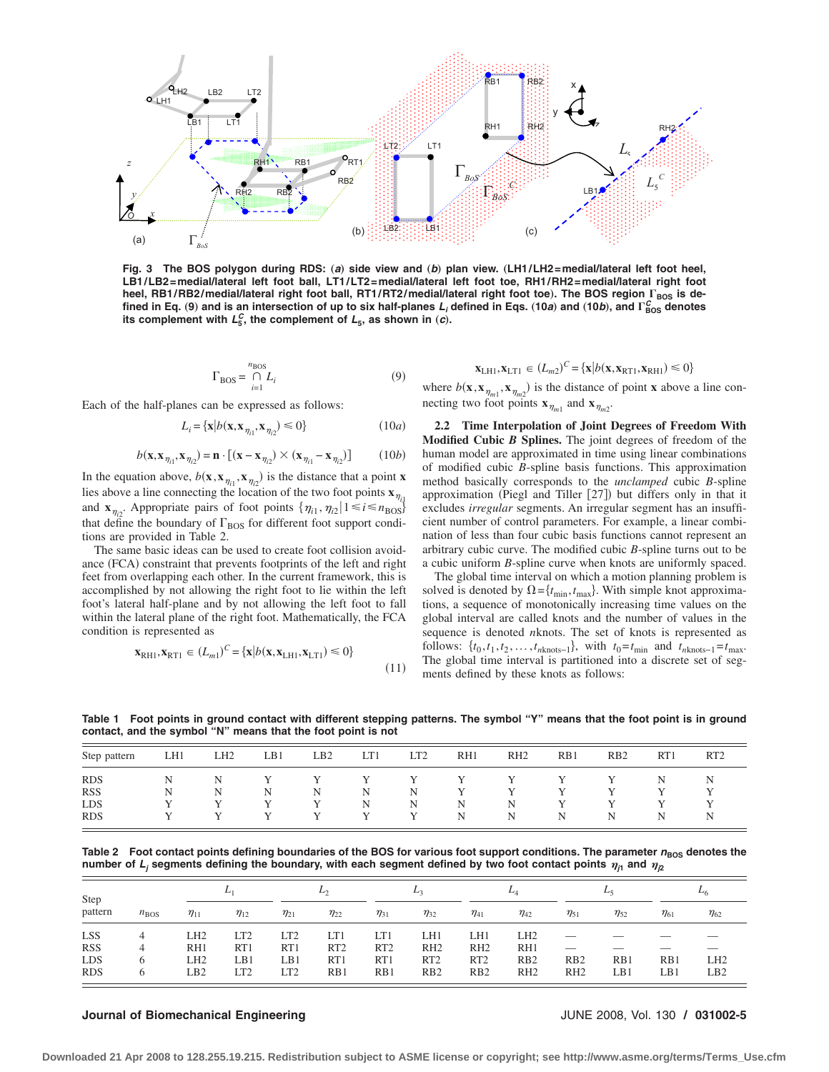Fig. 3 The BOS polygon during RDS: (a) side view and (b) plan view. (LH1/LH2=medial/lateral left foot heel, LB1/LB2=medial/lateral left foot ball, LT1/LT2=medial/lateral left foot toe, RH1/RH2=medial/lateral right foot heel, RB1/RB2/medial/lateral right foot ball, RT1/RT2/medial/lateral right foot toe). The BOS region $\Gamma_{BOS}$ is defined in Eq. (9) and is an intersection of up to six half-planes $L_i$ defined in Eqs. (10a) and (10b), and $\Gamma_{BOS}^C$ denotes its complement with $L_5^C$, the complement of $L_5$, as shown in (c).

$$\Gamma_{\mathrm{BOS}} = \bigcap_{i=1}^{n_{\mathrm{BOS}}} L_i \tag{9}$$

Each of the half-planes can be expressed as follows:

$$L_i = \{\mathbf{x} | b(\mathbf{x}, \mathbf{x}_{\eta_{i1}}, \mathbf{x}_{\eta_{i2}}) \leq 0\} \tag{10a}$$

$$b(\mathbf{x}, \mathbf{x}_{\eta_{i1}}, \mathbf{x}_{\eta_{i2}}) = \mathbf{n} \cdot [(\mathbf{x} - \mathbf{x}_{\eta_{i2}}) \times (\mathbf{x}_{\eta_{i1}} - \mathbf{x}_{\eta_{i2}})] \tag{10b}$$

In the equation above, $b(\mathbf{x}, \mathbf{x}_{\eta_{i1}}, \mathbf{x}_{\eta_{i2}})$ is the distance that a point $\mathbf{x}$ lies above a line connecting the location of the two foot points $\mathbf{x}_{\eta_{i1}}$ and $\mathbf{x}_{\eta_{i2}}$. Appropriate pairs of foot points $\{\eta_{i1}, \eta_{i2} | 1 \leq i \leq n_{\mathrm{BOS}}\}$ that define the boundary of $\Gamma_{\mathrm{BOS}}$ for different foot support conditions are provided in Table 2.

The same basic ideas can be used to create foot collision avoidance (FCA) constraint that prevents footprints of the left and right feet from overlapping each other. In the current framework, this is accomplished by not allowing the right foot to lie within the left foot's lateral half-plane and by not allowing the left foot to fall within the lateral plane of the right foot. Mathematically, the FCA condition is represented as

$$\mathbf{x}_{\mathrm{RH1}}, \mathbf{x}_{\mathrm{RT1}} \in (L_{m1})^C = \{\mathbf{x} | b(\mathbf{x}, \mathbf{x}_{\mathrm{LH1}}, \mathbf{x}_{\mathrm{LT1}}) \leq 0\}$$
$$\mathbf{x}_{\mathrm{LH1}}, \mathbf{x}_{\mathrm{LT1}} \in (L_{m2})^C = \{\mathbf{x} | b(\mathbf{x}, \mathbf{x}_{\mathrm{RT1}}, \mathbf{x}_{\mathrm{RH1}}) \leq 0\} \tag{11}$$

where $b(\mathbf{x}, \mathbf{x}_{\eta_{m1}}, \mathbf{x}_{\eta_{m2}})$ is the distance of point $\mathbf{x}$ above a line connecting two foot points $\mathbf{x}_{\eta_{m1}}$ and $\mathbf{x}_{\eta_{m2}}$.

**2.2 Time Interpolation of Joint Degrees of Freedom With Modified Cubic *B* Splines.** The joint degrees of freedom of the human model are approximated in time using linear combinations of modified cubic *B*-spline basis functions. This approximation method basically corresponds to the *unclamped* cubic *B*-spline approximation (Piegl and Tiller [27]) but differs only in that it excludes *irregular* segments. An irregular segment has an insufficient number of control parameters. For example, a linear combination of less than four cubic basis functions cannot represent an arbitrary cubic curve. The modified cubic *B*-spline turns out to be a cubic uniform *B*-spline curve when knots are uniformly spaced.

The global time interval on which a motion planning problem is solved is denoted by $\Omega = \{t_{\min}, t_{\max}\}$. With simple knot approximations, a sequence of monotonically increasing time values on the global interval are called knots and the number of values in the sequence is denoted $n$knots. The set of knots is represented as follows: $\{t_0, t_1, t_2, \ldots, t_{n\text{knots}-1}\}$, with $t_0 = t_{\min}$ and $t_{n\text{knots}-1} = t_{\max}$. The global time interval is partitioned into a discrete set of segments defined by these knots as follows:

**Table 1 Foot points in ground contact with different stepping patterns. The symbol "Y" means that the foot point is in ground contact, and the symbol "N" means that the foot point is not**

| Step pattern | LH1 | LH2 | LB1 | LB2 | LT1 | LT2 | RH1 | RH2 | RB1 | RB2 | RT1 | RT2 |
|---|---|---|---|---|---|---|---|---|---|---|---|---|
| RDS | N | N | Y | Y | Y | Y | Y | Y | Y | Y | N | N |
| RSS | N | N | N | N | N | N | Y | Y | Y | Y | Y | Y |
| LDS | Y | Y | Y | Y | N | N | N | N | Y | Y | Y | Y |
| RDS | Y | Y | Y | Y | Y | Y | N | N | N | N | N | N |

**Table 2 Foot contact points defining boundaries of the BOS for various foot support conditions. The parameter $n_{\mathrm{BOS}}$ denotes the number of $L_j$ segments defining the boundary, with each segment defined by two foot contact points $\eta_{j1}$ and $\eta_{j2}$**

| Step pattern | $n_{\mathrm{BOS}}$ | $L_1$ | | $L_2$ | | $L_3$ | | $L_4$ | | $L_5$ | | $L_6$ | |
|---|---|---|---|---|---|---|---|---|---|---|---|---|---|
| | | $\eta_{11}$ | $\eta_{12}$ | $\eta_{21}$ | $\eta_{22}$ | $\eta_{31}$ | $\eta_{32}$ | $\eta_{41}$ | $\eta_{42}$ | $\eta_{51}$ | $\eta_{52}$ | $\eta_{61}$ | $\eta_{62}$ |
| LSS | 4 | LH2 | LT2 | LT2 | LT1 | LT1 | LH1 | LH1 | LH2 | — | — | — | — |
| RSS | 4 | RH1 | RT1 | RT1 | RT2 | RT2 | RH2 | RH2 | RH1 | — | — | — | — |
| LDS | 6 | LH2 | LB1 | LB1 | RT1 | RT1 | RT2 | RT2 | RB2 | RB2 | RB1 | RB1 | LH2 |
| RDS | 6 | LB2 | LT2 | LT2 | RB1 | RB1 | RB2 | RB2 | RH2 | RH2 | LB1 | LB1 | LB2 |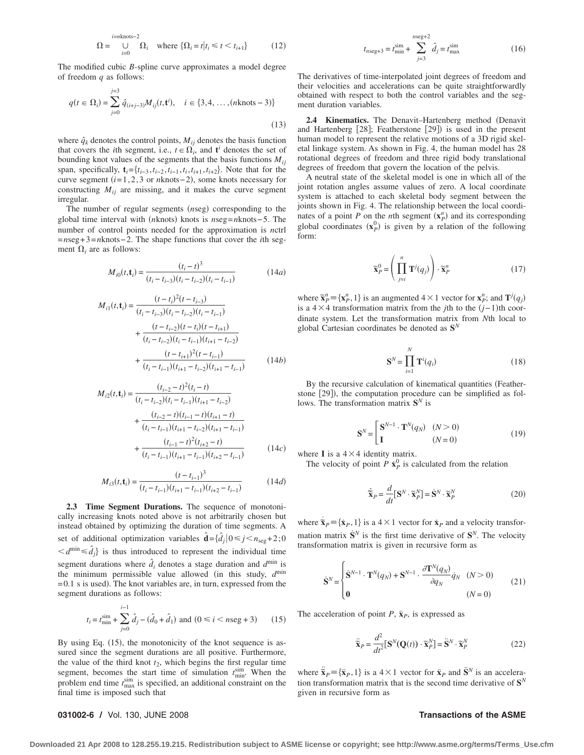$$\Omega = \bigcup_{i=0}^{i=n\text{knots}-2} \Omega_i \quad \text{where } \{\Omega_i = t | t_i \leq t < t_{i+1}\} \tag{12}$$

The modified cubic *B*-spline curve approximates a model degree of freedom $q$ as follows:

$$q(t \in \Omega_i) = \sum_{j=0}^{j=3} \hat{q}_{(i+j-3)} M_{ij}(t, \mathbf{t}^i), \quad i \in \{3,4, \ldots, (n\text{knots}-3)\} \tag{13}$$

where $\hat{q}_k$ denotes the control points, $M_{ij}$ denotes the basis function that covers the $i$th segment, i.e., $t \in \Omega_i$, and $\mathbf{t}^i$ denotes the set of bounding knot values of the segments that the basis functions $M_{ij}$ span, specifically, $\mathbf{t}_i = \{t_{i-3}, t_{i-2}, t_{i-1}, t_i, t_{i+1}, t_{i+2}\}$. Note that for the curve segment ($i=1,2,3$ or $n$knots$-2$), some knots necessary for constructing $M_{ij}$ are missing, and it makes the curve segment irregular.

The number of regular segments ($n$seg) corresponding to the global time interval with ($n$knots) knots is $n$seg$=n$knots$-5$. The number of control points needed for the approximation is $n$ctrl $=n$seg$+3=n$knots$-2$. The shape functions that cover the $i$th segment $\Omega_i$ are as follows:

$$M_{i0}(t, \mathbf{t}_i) = \frac{(t_i - t)^3}{(t_i - t_{i-3})(t_i - t_{i-2})(t_i - t_{i-1})} \tag{14a}$$

$$\begin{aligned} M_{i1}(t, \mathbf{t}_i) = &\frac{(t - t_i)^2 (t - t_{i-3})}{(t_i - t_{i-3})(t_i - t_{i-2})(t_i - t_{i-1})} \\ &+ \frac{(t - t_{i-2})(t - t_i)(t - t_{i+1})}{(t_i - t_{i-2})(t_i - t_{i-1})(t_{i+1} - t_{i-2})} \\ &+ \frac{(t - t_{i+1})^2 (t - t_{i-1})}{(t_i - t_{i-1})(t_{i+1} - t_{i-2})(t_{i+1} - t_{i-1})} \end{aligned} \tag{14b}$$

$$\begin{aligned} M_{i2}(t, \mathbf{t}_i) = &\frac{(t_{i-2} - t)^2 (t_i - t)}{(t_i - t_{i-2})(t_i - t_{i-1})(t_{i+1} - t_{i-2})} \\ &+ \frac{(t_{i-2} - t)(t_{i-1} - t)(t_{i+1} - t)}{(t_i - t_{i-1})(t_{i+1} - t_{i-2})(t_{i+1} - t_{i-1})} \\ &+ \frac{(t_{i-1} - t)^2 (t_{i+2} - t)}{(t_i - t_{i-1})(t_{i+1} - t_{i-1})(t_{i+2} - t_{i-1})} \end{aligned} \tag{14c}$$

$$M_{i3}(t, \mathbf{t}_i) = \frac{(t - t_{i-1})^3}{(t_i - t_{i-1})(t_{i+1} - t_{i-1})(t_{i+2} - t_{i-1})} \tag{14d}$$

**2.3 Time Segment Durations.** The sequence of monotonically increasing knots noted above is not arbitrarily chosen but instead obtained by optimizing the duration of time segments. A set of additional optimization variables $\hat{\mathbf{d}} = \{\hat{d}_j | 0 \leq j < n_{\text{seg}}+2; 0 < d^{\min} \leq \hat{d}_j\}$ is thus introduced to represent the individual time segment durations where $\hat{d}_i$ denotes a stage duration and $d^{\min}$ is the minimum permissible value allowed (in this study, $d^{\min} = 0.1$ s is used). The knot variables are, in turn, expressed from the segment durations as follows:

$$t_i = t_{\min}^{\text{sim}} + \sum_{j=0}^{i-1} \hat{d}_j - (\hat{d}_0 + \hat{d}_1) \text{ and } (0 \leq i < n\text{seg}+3) \tag{15}$$

By using Eq. (15), the monotonicity of the knot sequence is assured since the segment durations are all positive. Furthermore, the value of the third knot $t_2$, which begins the first regular time segment, becomes the start time of simulation $t_{\min}^{\text{sim}}$. When the problem end time $t_{\max}^{\text{sim}}$ is specified, an additional constraint on the final time is imposed such that

$$t_{n\text{seg}+3} = t_{\min}^{\text{sim}} + \sum_{j=3}^{n\text{seg}+2} \hat{d}_j = t_{\max}^{\text{sim}} \tag{16}$$

The derivatives of time-interpolated joint degrees of freedom and their velocities and accelerations can be quite straightforwardly obtained with respect to both the control variables and the segment duration variables.

**2.4 Kinematics.** The Denavit–Hartenberg method (Denavit and Hartenberg [28]; Featherstone [29]) is used in the present human model to represent the relative motions of a 3D rigid skeletal linkage system. As shown in Fig. 4, the human model has 28 rotational degrees of freedom and three rigid body translational degrees of freedom that govern the location of the pelvis.

A neutral state of the skeletal model is one in which all of the joint rotation angles assume values of zero. A local coordinate system is attached to each skeletal body segment between the joints shown in Fig. 4. The relationship between the local coordinates of a point $P$ on the $n$th segment ($\mathbf{x}_P^n$) and its corresponding global coordinates ($\mathbf{x}_P^0$) is given by a relation of the following form:

$$\tilde{\mathbf{x}}_P^0 = \left( \prod_{j=i}^{n} \mathbf{T}^j(q_j) \right) \cdot \tilde{\mathbf{x}}_P^n \tag{17}$$

where $\tilde{\mathbf{x}}_P^n \equiv \{\mathbf{x}_P^n, 1\}$ is an augmented $4 \times 1$ vector for $\mathbf{x}_P^n$; and $\mathbf{T}^j(q_j)$ is a $4 \times 4$ transformation matrix from the $j$th to the $(j-1)$th coordinate system. Let the transformation matrix from $N$th local to global Cartesian coordinates be denoted as $\mathbf{S}^N$

$$\mathbf{S}^N = \prod_{i=1}^{N} \mathbf{T}^i(q_i) \tag{18}$$

By the recursive calculation of kinematical quantities (Featherstone [29]), the computation procedure can be simplified as follows. The transformation matrix $\mathbf{S}^N$ is

$$\mathbf{S}^N = \begin{cases} \mathbf{S}^{N-1} \cdot \mathbf{T}^N(q_N) & (N > 0) \\ \mathbf{I} & (N = 0) \end{cases} \tag{19}$$

where $\mathbf{I}$ is a $4 \times 4$ identity matrix.

The velocity of point $P$ $\dot{\mathbf{x}}_P^0$ is calculated from the relation

$$\dot{\tilde{\mathbf{x}}}_P = \frac{d}{dt}[\mathbf{S}^N \cdot \tilde{\mathbf{x}}_P^N] = \dot{\mathbf{S}}^N \cdot \tilde{\mathbf{x}}_P^N \tag{20}$$

where $\dot{\tilde{\mathbf{x}}}_P \equiv \{\dot{\mathbf{x}}_P, 1\}$ is a $4 \times 1$ vector for $\dot{\mathbf{x}}_P$ and a velocity transformation matrix $\dot{\mathbf{S}}^N$ is the first time derivative of $\mathbf{S}^N$. The velocity transformation matrix is given in recursive form as

$$\dot{\mathbf{S}}^N = \begin{cases} \dot{\mathbf{S}}^{N-1} \cdot \mathbf{T}^N(q_N) + \mathbf{S}^{N-1} \cdot \dfrac{\partial \mathbf{T}^N(q_N)}{\partial q_N} \dot{q}_N & (N > 0) \\ \mathbf{0} & (N = 0) \end{cases} \tag{21}$$

The acceleration of point $P$, $\ddot{\mathbf{x}}_P$, is expressed as

$$\ddot{\tilde{\mathbf{x}}}_P = \frac{d^2}{dt^2}[\mathbf{S}^N(\mathbf{Q}(t)) \cdot \tilde{\mathbf{x}}_P^N] = \ddot{\mathbf{S}}^N \cdot \tilde{\mathbf{x}}_P^N \tag{22}$$

where $\ddot{\tilde{\mathbf{x}}}_P \equiv \{\ddot{\mathbf{x}}_P, 1\}$ is a $4 \times 1$ vector for $\ddot{\mathbf{x}}_P$ and $\ddot{\mathbf{S}}^N$ is an acceleration transformation matrix that is the second time derivative of $\mathbf{S}^N$ given in recursive form as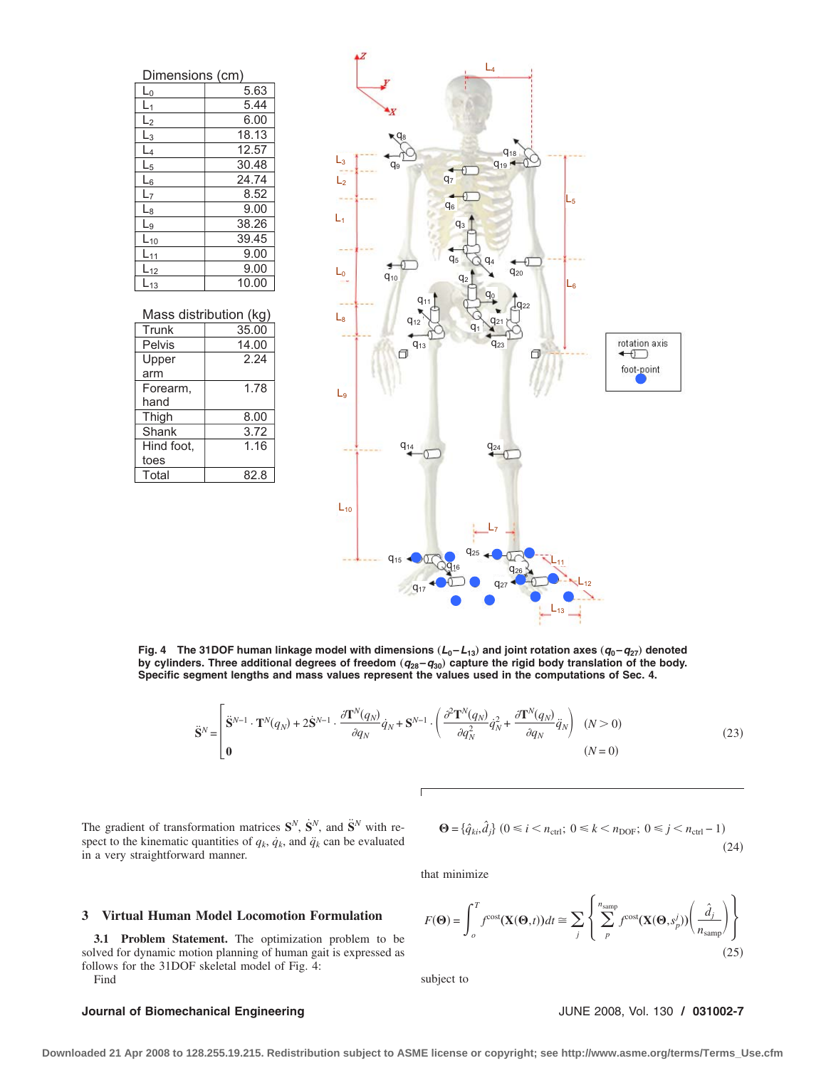Dimensions (cm)

| | |
|---|---|
| $L_0$ | 5.63 |
| $L_1$ | 5.44 |
| $L_2$ | 6.00 |
| $L_3$ | 18.13 |
| $L_4$ | 12.57 |
| $L_5$ | 30.48 |
| $L_6$ | 24.74 |
| $L_7$ | 8.52 |
| $L_8$ | 9.00 |
| $L_9$ | 38.26 |
| $L_{10}$ | 39.45 |
| $L_{11}$ | 9.00 |
| $L_{12}$ | 9.00 |
| $L_{13}$ | 10.00 |

Mass distribution (kg)

| | |
|---|---|
| Trunk | 35.00 |
| Pelvis | 14.00 |
| Upper arm | 2.24 |
| Forearm, hand | 1.78 |
| Thigh | 8.00 |
| Shank | 3.72 |
| Hind foot, toes | 1.16 |
| Total | 82.8 |

**Fig. 4 The 31DOF human linkage model with dimensions ($L_0$–$L_{13}$) and joint rotation axes ($q_0$–$q_{27}$) denoted by cylinders. Three additional degrees of freedom ($q_{28}$–$q_{30}$) capture the rigid body translation of the body. Specific segment lengths and mass values represent the values used in the computations of Sec. 4.**

$$\ddot{\mathbf{S}}^N = \begin{bmatrix} \ddot{\mathbf{S}}^{N-1} \cdot \mathbf{T}^N(q_N) + 2\dot{\mathbf{S}}^{N-1} \cdot \dfrac{\partial \mathbf{T}^N(q_N)}{\partial q_N}\dot{q}_N + \mathbf{S}^{N-1} \cdot \left( \dfrac{\partial^2 \mathbf{T}^N(q_N)}{\partial q_N^2}\dot{q}_N^2 + \dfrac{\partial \mathbf{T}^N(q_N)}{\partial q_N}\ddot{q}_N \right) & (N > 0) \\ \mathbf{0} & (N = 0) \end{bmatrix} \tag{23}$$

The gradient of transformation matrices $\mathbf{S}^N$, $\dot{\mathbf{S}}^N$, and $\ddot{\mathbf{S}}^N$ with respect to the kinematic quantities of $q_k$, $\dot{q}_k$, and $\ddot{q}_k$ can be evaluated in a very straightforward manner.

## 3 Virtual Human Model Locomotion Formulation

**3.1 Problem Statement.** The optimization problem to be solved for dynamic motion planning of human gait is expressed as follows for the 31DOF skeletal model of Fig. 4:

Find

$$\mathbf{\Theta} = \{\hat{q}_{ki}, \hat{d}_j\} \ (0 \leq i < n_{\text{ctrl}};\ 0 \leq k < n_{\text{DOF}};\ 0 \leq j < n_{\text{ctrl}} - 1) \tag{24}$$

that minimize

$$F(\mathbf{\Theta}) = \int_o^T f^{\text{cost}}(\mathbf{X}(\mathbf{\Theta},t))dt \cong \sum_j \left\{ \sum_p^{n_{\text{samp}}} f^{\text{cost}}(\mathbf{X}(\mathbf{\Theta},s_p^j)) \left( \frac{\hat{d}_j}{n_{\text{samp}}} \right) \right\} \tag{25}$$

subject to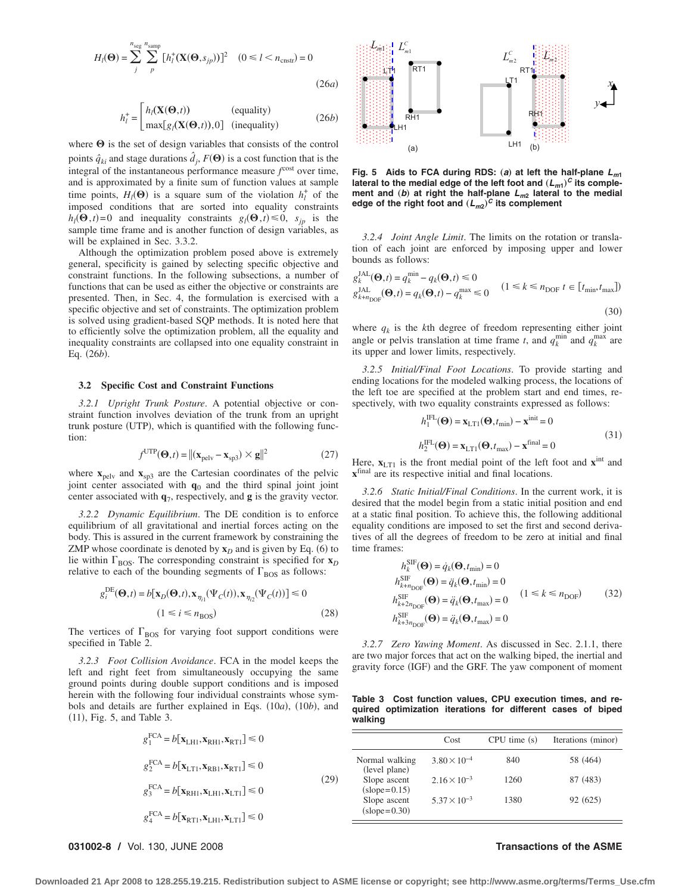$$H_l(\Theta) = \sum_{j}^{n_{\text{seg}}} \sum_{p}^{n_{\text{samp}}} [h_l^+(\mathbf{X}(\Theta, s_{jp}))]^2 \quad (0 \le l < n_{\text{cnstr}}) = 0 \tag{26a}$$

$$h_l^+ = \begin{bmatrix} h_l(\mathbf{X}(\Theta,t)) & \text{(equality)} \\ \max[g_l(\mathbf{X}(\Theta,t)),0] & \text{(inequality)} \end{bmatrix} \tag{26b}$$

where $\Theta$ is the set of design variables that consists of the control points $\hat{q}_{ki}$ and stage durations $\hat{d}_j$, $F(\Theta)$ is a cost function that is the integral of the instantaneous performance measure $f^{\text{cost}}$ over time, and is approximated by a finite sum of function values at sample time points, $H_l(\Theta)$ is a square sum of the violation $h_l^+$ of the imposed conditions that are sorted into equality constraints $h_l(\Theta,t)=0$ and inequality constraints $g_l(\Theta,t) \le 0$, $s_{jp}$ is the sample time frame and is another function of design variables, as will be explained in Sec. 3.3.2.

Although the optimization problem posed above is extremely general, specificity is gained by selecting specific objective and constraint functions. In the following subsections, a number of functions that can be used as either the objective or constraints are presented. Then, in Sec. 4, the formulation is exercised with a specific objective and set of constraints. The optimization problem is solved using gradient-based SQP methods. It is noted here that to efficiently solve the optimization problem, all the equality and inequality constraints are collapsed into one equality constraint in Eq. (26b).

### 3.2 Specific Cost and Constraint Functions

*3.2.1 Upright Trunk Posture.* A potential objective or constraint function involves deviation of the trunk from an upright trunk posture (UTP), which is quantified with the following function:

$$f^{\text{UTP}}(\Theta,t) = \|(\mathbf{x}_{\text{pelv}} - \mathbf{x}_{\text{sp3}}) \times \mathbf{g}\|^2 \tag{27}$$

where $\mathbf{x}_{\text{pelv}}$ and $\mathbf{x}_{\text{sp3}}$ are the Cartesian coordinates of the pelvic joint center associated with $\mathbf{q}_0$ and the third spinal joint joint center associated with $\mathbf{q}_7$, respectively, and $\mathbf{g}$ is the gravity vector.

*3.2.2 Dynamic Equilibrium.* The DE condition is to enforce equilibrium of all gravitational and inertial forces acting on the body. This is assured in the current framework by constraining the ZMP whose coordinate is denoted by $\mathbf{x}_D$ and is given by Eq. (6) to lie within $\Gamma_{\text{BOS}}$. The corresponding constraint is specified for $\mathbf{x}_D$ relative to each of the bounding segments of $\Gamma_{\text{BOS}}$ as follows:

$$g_i^{\text{DE}}(\Theta,t) = b[\mathbf{x}_D(\Theta,t), \mathbf{x}_{\eta_{i1}}(\Psi_C(t)), \mathbf{x}_{\eta_{i2}}(\Psi_C(t))] \le 0 \quad (1 \le i \le n_{\text{BOS}}) \tag{28}$$

The vertices of $\Gamma_{\text{BOS}}$ for varying foot support conditions were specified in Table 2.

*3.2.3 Foot Collision Avoidance.* FCA in the model keeps the left and right feet from simultaneously occupying the same ground points during double support conditions and is imposed herein with the following four individual constraints whose symbols and details are further explained in Eqs. (10a), (10b), and (11), Fig. 5, and Table 3.

$$\begin{aligned} g_1^{\text{FCA}} &= b[\mathbf{x}_{\text{LH1}}, \mathbf{x}_{\text{RH1}}, \mathbf{x}_{\text{RT1}}] \le 0 \\ g_2^{\text{FCA}} &= b[\mathbf{x}_{\text{LT1}}, \mathbf{x}_{\text{RB1}}, \mathbf{x}_{\text{RT1}}] \le 0 \\ g_3^{\text{FCA}} &= b[\mathbf{x}_{\text{RH1}}, \mathbf{x}_{\text{LH1}}, \mathbf{x}_{\text{LT1}}] \le 0 \\ g_4^{\text{FCA}} &= b[\mathbf{x}_{\text{RT1}}, \mathbf{x}_{\text{LH1}}, \mathbf{x}_{\text{LT1}}] \le 0 \end{aligned} \tag{29}$$

**Fig. 5 Aids to FCA during RDS: (a) at left the half-plane $L_{m1}$ lateral to the medial edge of the left foot and $(L_{m1})^C$ its complement and (b) at right the half-plane $L_{m2}$ lateral to the medial edge of the right foot and $(L_{m2})^C$ its complement**

*3.2.4 Joint Angle Limit.* The limits on the rotation or translation of each joint are enforced by imposing upper and lower bounds as follows:

$$\begin{aligned} g_k^{\text{JAL}}(\Theta,t) &= q_k^{\min} - q_k(\Theta,t) \le 0 \\ g_{k+n_{\text{DOF}}}^{\text{JAL}}(\Theta,t) &= q_k(\Theta,t) - q_k^{\max} \le 0 \end{aligned} \quad (1 \le k \le n_{\text{DOF}}\ t \in [t_{\min}, t_{\max}]) \tag{30}$$

where $q_k$ is the $k$th degree of freedom representing either joint angle or pelvis translation at time frame $t$, and $q_k^{\min}$ and $q_k^{\max}$ are its upper and lower limits, respectively.

*3.2.5 Initial/Final Foot Locations.* To provide starting and ending locations for the modeled walking process, the locations of the left toe are specified at the problem start and end times, respectively, with two equality constraints expressed as follows:

$$\begin{aligned} h_1^{\text{IFL}}(\Theta) &= \mathbf{x}_{\text{LT1}}(\Theta, t_{\min}) - \mathbf{x}^{\text{init}} = 0 \\ h_2^{\text{IFL}}(\Theta) &= \mathbf{x}_{\text{LT1}}(\Theta, t_{\max}) - \mathbf{x}^{\text{final}} = 0 \end{aligned} \tag{31}$$

Here, $\mathbf{x}_{\text{LT1}}$ is the front medial point of the left foot and $\mathbf{x}^{\text{int}}$ and $\mathbf{x}^{\text{final}}$ are its respective initial and final locations.

*3.2.6 Static Initial/Final Conditions.* In the current work, it is desired that the model begin from a static initial position and end at a static final position. To achieve this, the following additional equality conditions are imposed to set the first and second derivatives of all the degrees of freedom to be zero at initial and final time frames:

$$\begin{aligned} h_k^{\text{SIF}}(\Theta) &= \dot{q}_k(\Theta, t_{\min}) = 0 \\ h_{k+n_{\text{DOF}}}^{\text{SIF}}(\Theta) &= \ddot{q}_k(\Theta, t_{\min}) = 0 \\ h_{k+2n_{\text{DOF}}}^{\text{SIF}}(\Theta) &= \ddot{q}_k(\Theta, t_{\max}) = 0 \\ h_{k+3n_{\text{DOF}}}^{\text{SIF}}(\Theta) &= \ddot{q}_k(\Theta, t_{\max}) = 0 \end{aligned} \quad (1 \le k \le n_{\text{DOF}}) \tag{32}$$

*3.2.7 Zero Yawing Moment.* As discussed in Sec. 2.1.1, there are two major forces that act on the walking biped, the inertial and gravity force (IGF) and the GRF. The yaw component of moment

**Table 3 Cost function values, CPU execution times, and required optimization iterations for different cases of biped walking**

| | Cost | CPU time (s) | Iterations (minor) |
|---|---|---|---|
| Normal walking (level plane) | $3.80 \times 10^{-4}$ | 840 | 58 (464) |
| Slope ascent (slope=0.15) | $2.16 \times 10^{-3}$ | 1260 | 87 (483) |
| Slope ascent (slope=0.30) | $5.37 \times 10^{-3}$ | 1380 | 92 (625) |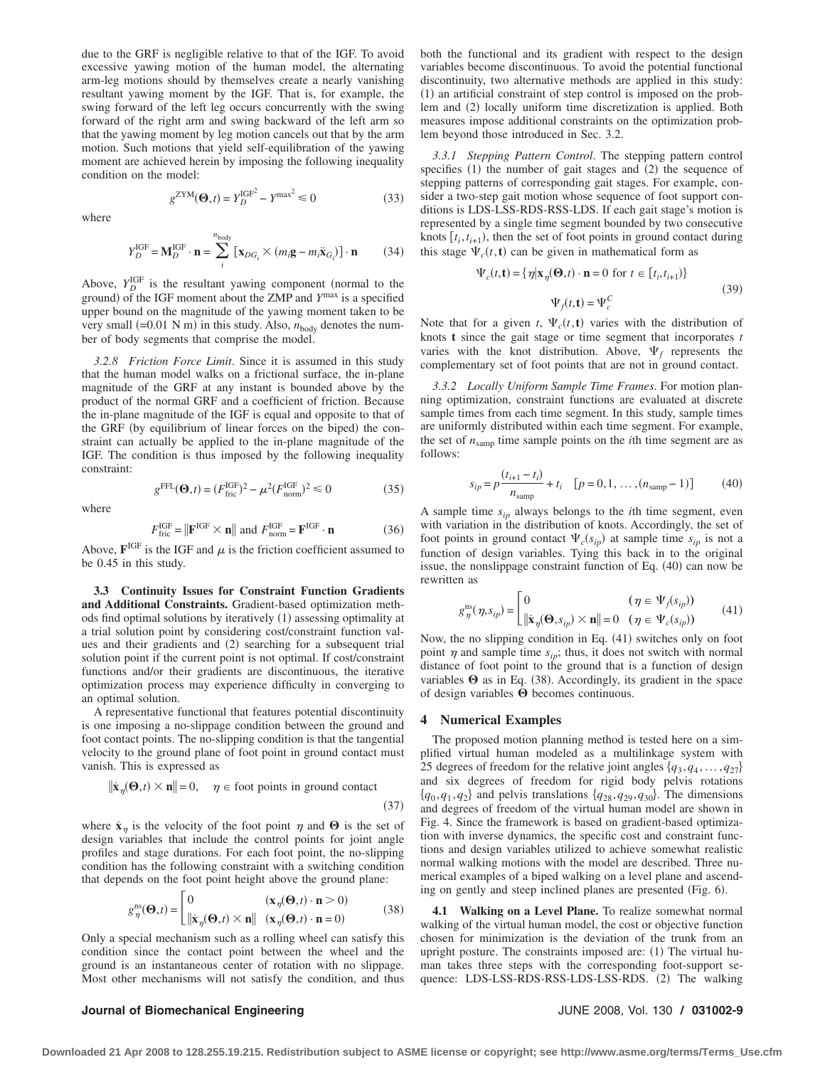due to the GRF is negligible relative to that of the IGF. To avoid excessive yawing motion of the human model, the alternating arm-leg motions should by themselves create a nearly vanishing resultant yawing moment by the IGF. That is, for example, the swing forward of the left leg occurs concurrently with the swing forward of the right arm and swing backward of the left arm so that the yawing moment by leg motion cancels out that by the arm motion. Such motions that yield self-equilibration of the yawing moment are achieved herein by imposing the following inequality condition on the model:

$$g^{\mathrm{ZYM}}(\boldsymbol{\Theta},t) = Y_D^{\mathrm{IGF}^2} - Y^{\max^2} \leqslant 0 \tag{33}$$

where

$$Y_D^{\mathrm{IGF}} = \mathbf{M}_D^{\mathrm{IGF}} \cdot \mathbf{n} = \sum_{i}^{n_{\mathrm{body}}} [\mathbf{x}_{DG_i} \times (m_i \mathbf{g} - m_i \ddot{\mathbf{x}}_{G_i})] \cdot \mathbf{n} \tag{34}$$

Above, $Y_D^{\mathrm{IGF}}$ is the resultant yawing component (normal to the ground) of the IGF moment about the ZMP and $Y^{\max}$ is a specified upper bound on the magnitude of the yawing moment taken to be very small (=0.01 N m) in this study. Also, $n_{\mathrm{body}}$ denotes the number of body segments that comprise the model.

*3.2.8 Friction Force Limit*. Since it is assumed in this study that the human model walks on a frictional surface, the in-plane magnitude of the GRF at any instant is bounded above by the product of the normal GRF and a coefficient of friction. Because the in-plane magnitude of the IGF is equal and opposite to that of the GRF (by equilibrium of linear forces on the biped) the constraint can actually be applied to the in-plane magnitude of the IGF. The condition is thus imposed by the following inequality constraint:

$$g^{\mathrm{FFL}}(\boldsymbol{\Theta},t) = (F_{\mathrm{fric}}^{\mathrm{IGF}})^2 - \mu^2 (F_{\mathrm{norm}}^{\mathrm{IGF}})^2 \leqslant 0 \tag{35}$$

where

$$F_{\mathrm{fric}}^{\mathrm{IGF}} = \|\mathbf{F}^{\mathrm{IGF}} \times \mathbf{n}\| \text{ and } F_{\mathrm{norm}}^{\mathrm{IGF}} = \mathbf{F}^{\mathrm{IGF}} \cdot \mathbf{n} \tag{36}$$

Above, $\mathbf{F}^{\mathrm{IGF}}$ is the IGF and $\mu$ is the friction coefficient assumed to be 0.45 in this study.

**3.3 Continuity Issues for Constraint Function Gradients and Additional Constraints.** Gradient-based optimization methods find optimal solutions by iteratively (1) assessing optimality at a trial solution point by considering cost/constraint function values and their gradients and (2) searching for a subsequent trial solution point if the current point is not optimal. If cost/constraint functions and/or their gradients are discontinuous, the iterative optimization process may experience difficulty in converging to an optimal solution.

A representative functional that features potential discontinuity is one imposing a no-slippage condition between the ground and foot contact points. The no-slipping condition is that the tangential velocity to the ground plane of foot point in ground contact must vanish. This is expressed as

$$\|\dot{\mathbf{x}}_\eta(\boldsymbol{\Theta},t) \times \mathbf{n}\| = 0, \quad \eta \in \text{foot points in ground contact} \tag{37}$$

where $\dot{\mathbf{x}}_\eta$ is the velocity of the foot point $\eta$ and $\boldsymbol{\Theta}$ is the set of design variables that include the control points for joint angle profiles and stage durations. For each foot point, the no-slipping condition has the following constraint with a switching condition that depends on the foot point height above the ground plane:

$$g_\eta^{\mathrm{ns}}(\boldsymbol{\Theta},t) = \begin{bmatrix} 0 & (\mathbf{x}_\eta(\boldsymbol{\Theta},t) \cdot \mathbf{n} > 0) \\ \|\dot{\mathbf{x}}_\eta(\boldsymbol{\Theta},t) \times \mathbf{n}\| & (\mathbf{x}_\eta(\boldsymbol{\Theta},t) \cdot \mathbf{n} = 0) \end{bmatrix} \tag{38}$$

Only a special mechanism such as a rolling wheel can satisfy this condition since the contact point between the wheel and the ground is an instantaneous center of rotation with no slippage. Most other mechanisms will not satisfy the condition, and thus both the functional and its gradient with respect to the design variables become discontinuous. To avoid the potential functional discontinuity, two alternative methods are applied in this study: (1) an artificial constraint of step control is imposed on the problem and (2) locally uniform time discretization is applied. Both measures impose additional constraints on the optimization problem beyond those introduced in Sec. 3.2.

*3.3.1 Stepping Pattern Control*. The stepping pattern control specifies (1) the number of gait stages and (2) the sequence of stepping patterns of corresponding gait stages. For example, consider a two-step gait motion whose sequence of foot support conditions is LDS-LSS-RDS-RSS-LDS. If each gait stage's motion is represented by a single time segment bounded by two consecutive knots $[t_i, t_{i+1})$, then the set of foot points in ground contact during this stage $\Psi_c(t,\mathbf{t})$ can be given in mathematical form as

$$\begin{gathered} \Psi_c(t,\mathbf{t}) = \{\eta | \mathbf{x}_\eta(\boldsymbol{\Theta},t) \cdot \mathbf{n} = 0 \text{ for } t \in [t_i, t_{i+1})\} \\ \Psi_f(t,\mathbf{t}) = \Psi_c^C \end{gathered} \tag{39}$$

Note that for a given $t$, $\Psi_c(t,\mathbf{t})$ varies with the distribution of knots $\mathbf{t}$ since the gait stage or time segment that incorporates $t$ varies with the knot distribution. Above, $\Psi_f$ represents the complementary set of foot points that are not in ground contact.

*3.3.2 Locally Uniform Sample Time Frames*. For motion planning optimization, constraint functions are evaluated at discrete sample times from each time segment. In this study, sample times are uniformly distributed within each time segment. For example, the set of $n_{\mathrm{samp}}$ time sample points on the $i$th time segment are as follows:

$$s_{ip} = p \frac{(t_{i+1} - t_i)}{n_{\mathrm{samp}}} + t_i \quad [p = 0, 1, \ldots, (n_{\mathrm{samp}} - 1)] \tag{40}$$

A sample time $s_{ip}$ always belongs to the $i$th time segment, even with variation in the distribution of knots. Accordingly, the set of foot points in ground contact $\Psi_c(s_{ip})$ at sample time $s_{ip}$ is not a function of design variables. Tying this back in to the original issue, the nonslippage constraint function of Eq. (40) can now be rewritten as

$$g_\eta^{\mathrm{ns}}(\eta, s_{ip}) = \begin{bmatrix} 0 & (\eta \in \Psi_f(s_{ip})) \\ \|\dot{\mathbf{x}}_\eta(\boldsymbol{\Theta}, s_{ip}) \times \mathbf{n}\| = 0 & (\eta \in \Psi_c(s_{ip})) \end{bmatrix} \tag{41}$$

Now, the no slipping condition in Eq. (41) switches only on foot point $\eta$ and sample time $s_{ip}$; thus, it does not switch with normal distance of foot point to the ground that is a function of design variables $\boldsymbol{\Theta}$ as in Eq. (38). Accordingly, its gradient in the space of design variables $\boldsymbol{\Theta}$ becomes continuous.

## 4 Numerical Examples

The proposed motion planning method is tested here on a simplified virtual human modeled as a multilinkage system with 25 degrees of freedom for the relative joint angles $\{q_3, q_4, \ldots, q_{27}\}$ and six degrees of freedom for rigid body pelvis rotations $\{q_0, q_1, q_2\}$ and pelvis translations $\{q_{28}, q_{29}, q_{30}\}$. The dimensions and degrees of freedom of the virtual human model are shown in Fig. 4. Since the framework is based on gradient-based optimization with inverse dynamics, the specific cost and constraint functions and design variables utilized to achieve somewhat realistic normal walking motions with the model are described. Three numerical examples of a biped walking on a level plane and ascending on gently and steep inclined planes are presented (Fig. 6).

**4.1 Walking on a Level Plane.** To realize somewhat normal walking of the virtual human model, the cost or objective function chosen for minimization is the deviation of the trunk from an upright posture. The constraints imposed are: (1) The virtual human takes three steps with the corresponding foot-support sequence: LDS-LSS-RDS-RSS-LDS-LSS-RDS. (2) The walking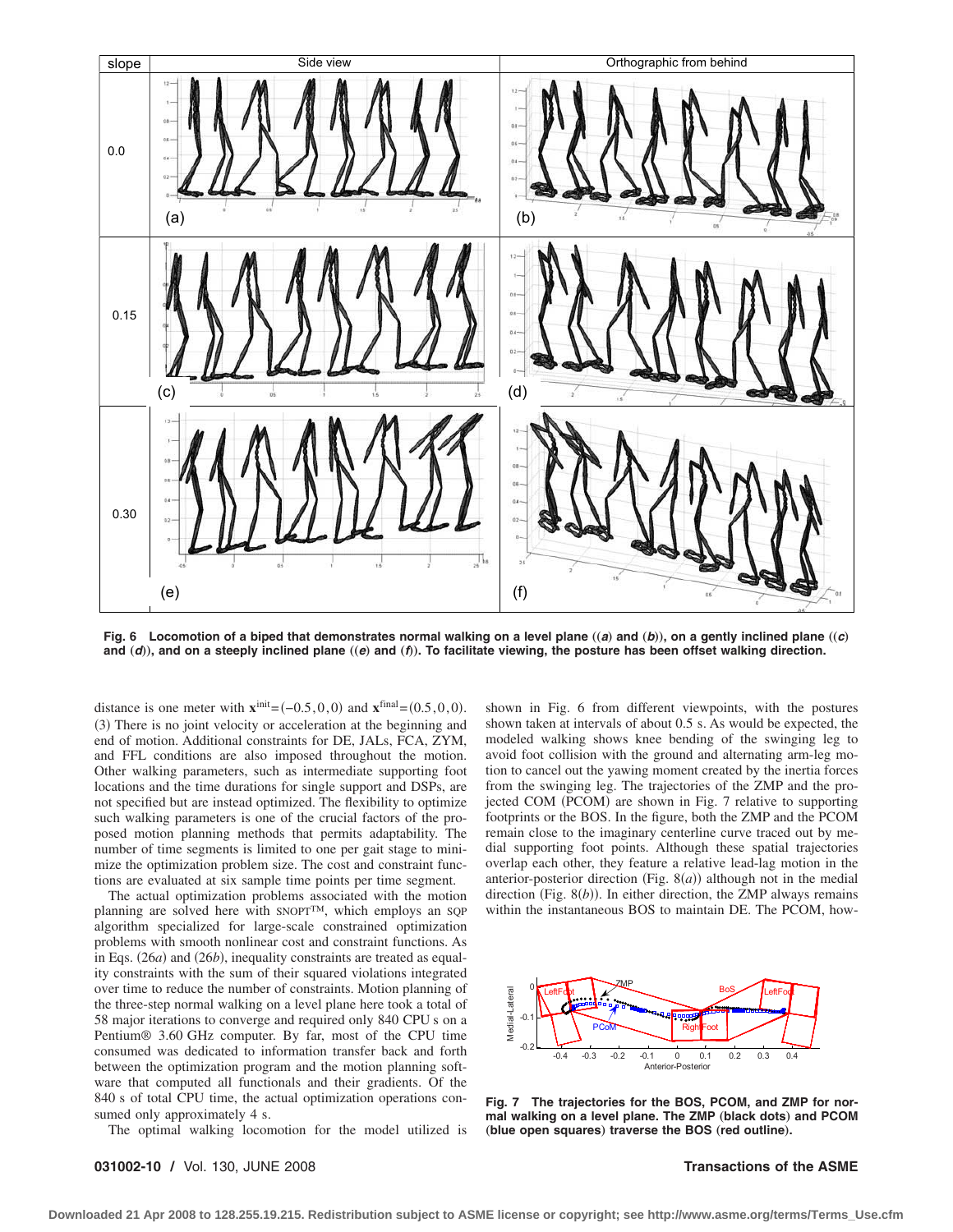Fig. 6 Locomotion of a biped that demonstrates normal walking on a level plane ((*a*) and (*b*)), on a gently inclined plane ((*c*) and (*d*)), and on a steeply inclined plane ((*e*) and (*f*)). To facilitate viewing, the posture has been offset walking direction.

distance is one meter with $\mathbf{x}^{\text{init}}=(-0.5,0,0)$ and $\mathbf{x}^{\text{final}}=(0.5,0,0)$. (3) There is no joint velocity or acceleration at the beginning and end of motion. Additional constraints for DE, JALs, FCA, ZYM, and FFL conditions are also imposed throughout the motion. Other walking parameters, such as intermediate supporting foot locations and the time durations for single support and DSPs, are not specified but are instead optimized. The flexibility to optimize such walking parameters is one of the crucial factors of the proposed motion planning methods that permits adaptability. The number of time segments is limited to one per gait stage to minimize the optimization problem size. The cost and constraint functions are evaluated at six sample time points per time segment.

The actual optimization problems associated with the motion planning are solved here with SNOPT™, which employs an SQP algorithm specialized for large-scale constrained optimization problems with smooth nonlinear cost and constraint functions. As in Eqs. (26*a*) and (26*b*), inequality constraints are treated as equality constraints with the sum of their squared violations integrated over time to reduce the number of constraints. Motion planning of the three-step normal walking on a level plane here took a total of 58 major iterations to converge and required only 840 CPU s on a Pentium® 3.60 GHz computer. By far, most of the CPU time consumed was dedicated to information transfer back and forth between the optimization program and the motion planning software that computed all functionals and their gradients. Of the 840 s of total CPU time, the actual optimization operations consumed only approximately 4 s.

The optimal walking locomotion for the model utilized is shown in Fig. 6 from different viewpoints, with the postures shown taken at intervals of about 0.5 s. As would be expected, the modeled walking shows knee bending of the swinging leg to avoid foot collision with the ground and alternating arm-leg motion to cancel out the yawing moment created by the inertia forces from the swinging leg. The trajectories of the ZMP and the projected COM (PCOM) are shown in Fig. 7 relative to supporting footprints or the BOS. In the figure, both the ZMP and the PCOM remain close to the imaginary centerline curve traced out by medial supporting foot points. Although these spatial trajectories overlap each other, they feature a relative lead-lag motion in the anterior-posterior direction (Fig. 8(*a*)) although not in the medial direction (Fig. 8(*b*)). In either direction, the ZMP always remains within the instantaneous BOS to maintain DE. The PCOM, how-

Fig. 7 The trajectories for the BOS, PCOM, and ZMP for normal walking on a level plane. The ZMP (black dots) and PCOM (blue open squares) traverse the BOS (red outline).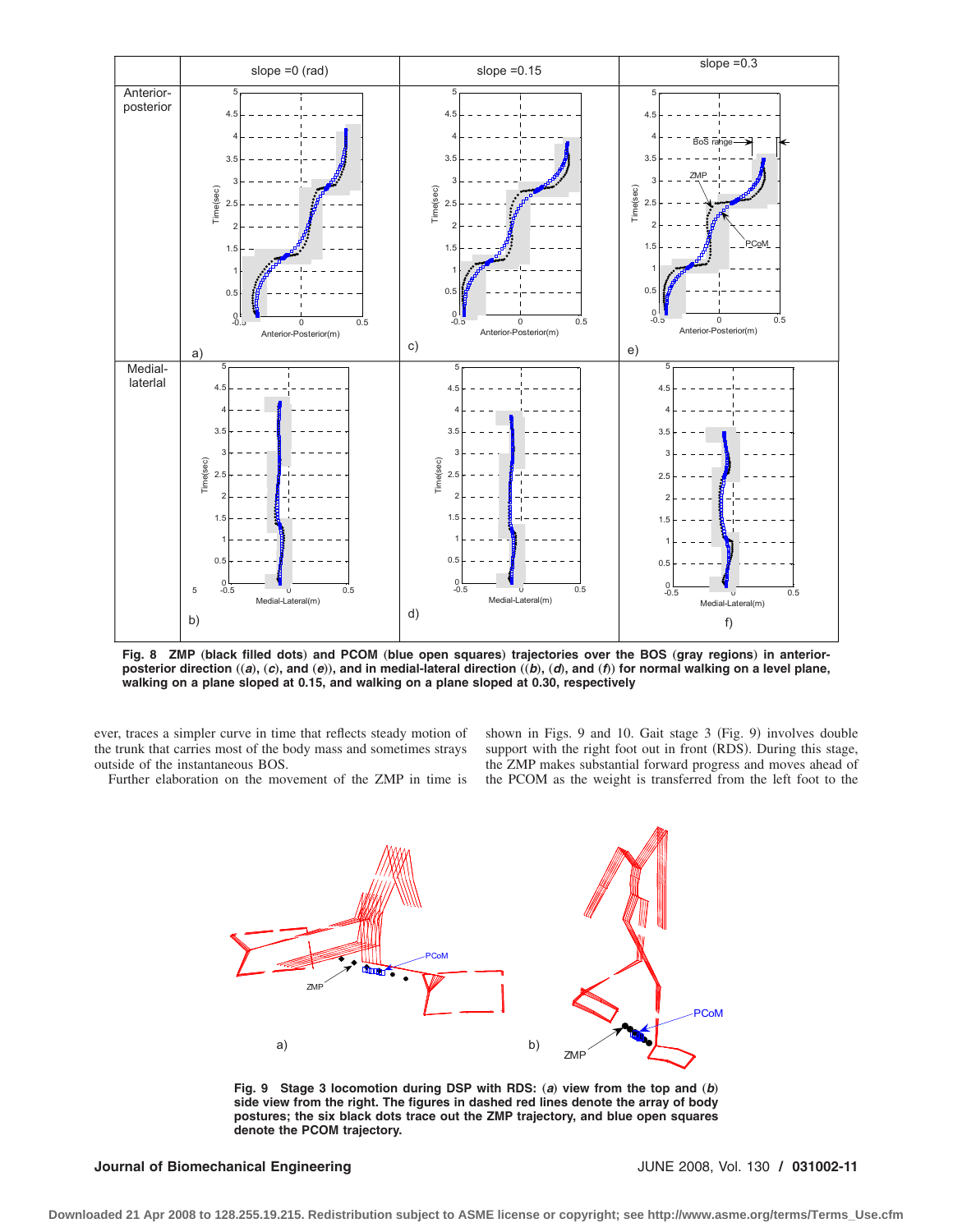Fig. 8 ZMP (black filled dots) and PCOM (blue open squares) trajectories over the BOS (gray regions) in anterior-posterior direction ((*a*), (*c*), and (*e*)), and in medial-lateral direction ((*b*), (*d*), and (*f*)) for normal walking on a level plane, walking on a plane sloped at 0.15, and walking on a plane sloped at 0.30, respectively

ever, traces a simpler curve in time that reflects steady motion of the trunk that carries most of the body mass and sometimes strays outside of the instantaneous BOS.

Further elaboration on the movement of the ZMP in time is shown in Figs. 9 and 10. Gait stage 3 (Fig. 9) involves double support with the right foot out in front (RDS). During this stage, the ZMP makes substantial forward progress and moves ahead of the PCOM as the weight is transferred from the left foot to the

Fig. 9 Stage 3 locomotion during DSP with RDS: (*a*) view from the top and (*b*) side view from the right. The figures in dashed red lines denote the array of body postures; the six black dots trace out the ZMP trajectory, and blue open squares denote the PCOM trajectory.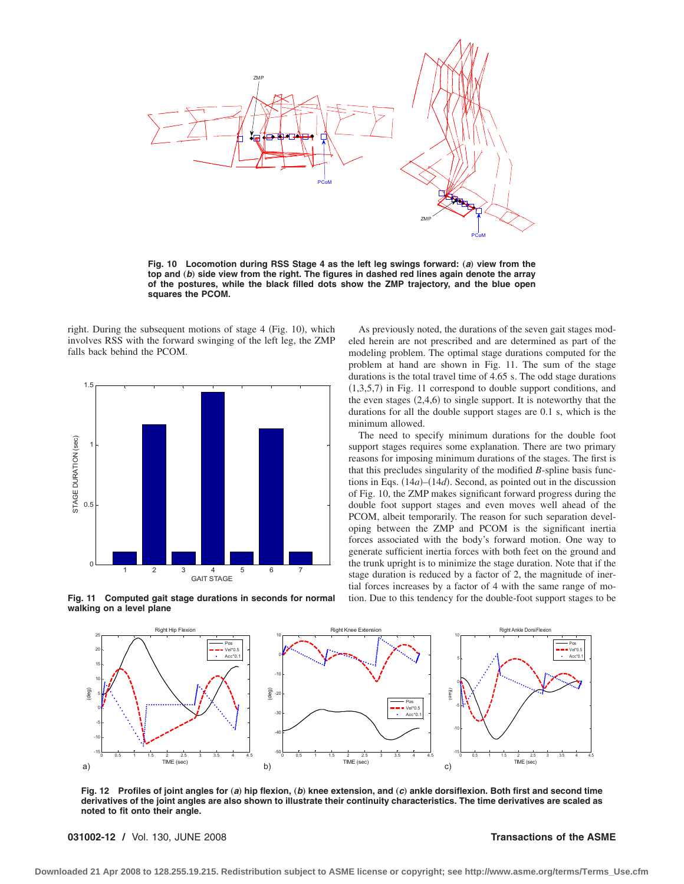Fig. 10 Locomotion during RSS Stage 4 as the left leg swings forward: (*a*) view from the top and (*b*) side view from the right. The figures in dashed red lines again denote the array of the postures, while the black filled dots show the ZMP trajectory, and the blue open squares the PCOM.

right. During the subsequent motions of stage 4 (Fig. 10), which involves RSS with the forward swinging of the left leg, the ZMP falls back behind the PCOM.

Fig. 11 Computed gait stage durations in seconds for normal walking on a level plane

As previously noted, the durations of the seven gait stages modeled herein are not prescribed and are determined as part of the modeling problem. The optimal stage durations computed for the problem at hand are shown in Fig. 11. The sum of the stage durations is the total travel time of 4.65 s. The odd stage durations (1,3,5,7) in Fig. 11 correspond to double support conditions, and the even stages (2,4,6) to single support. It is noteworthy that the durations for all the double support stages are 0.1 s, which is the minimum allowed.

The need to specify minimum durations for the double foot support stages requires some explanation. There are two primary reasons for imposing minimum durations of the stages. The first is that this precludes singularity of the modified *B*-spline basis functions in Eqs. (14*a*)–(14*d*). Second, as pointed out in the discussion of Fig. 10, the ZMP makes significant forward progress during the double foot support stages and even moves well ahead of the PCOM, albeit temporarily. The reason for such separation developing between the ZMP and PCOM is the significant inertia forces associated with the body's forward motion. One way to generate sufficient inertia forces with both feet on the ground and the trunk upright is to minimize the stage duration. Note that if the stage duration is reduced by a factor of 2, the magnitude of inertial forces increases by a factor of 4 with the same range of motion. Due to this tendency for the double-foot support stages to be

Fig. 12 Profiles of joint angles for (*a*) hip flexion, (*b*) knee extension, and (*c*) ankle dorsiflexion. Both first and second time derivatives of the joint angles are also shown to illustrate their continuity characteristics. The time derivatives are scaled as noted to fit onto their angle.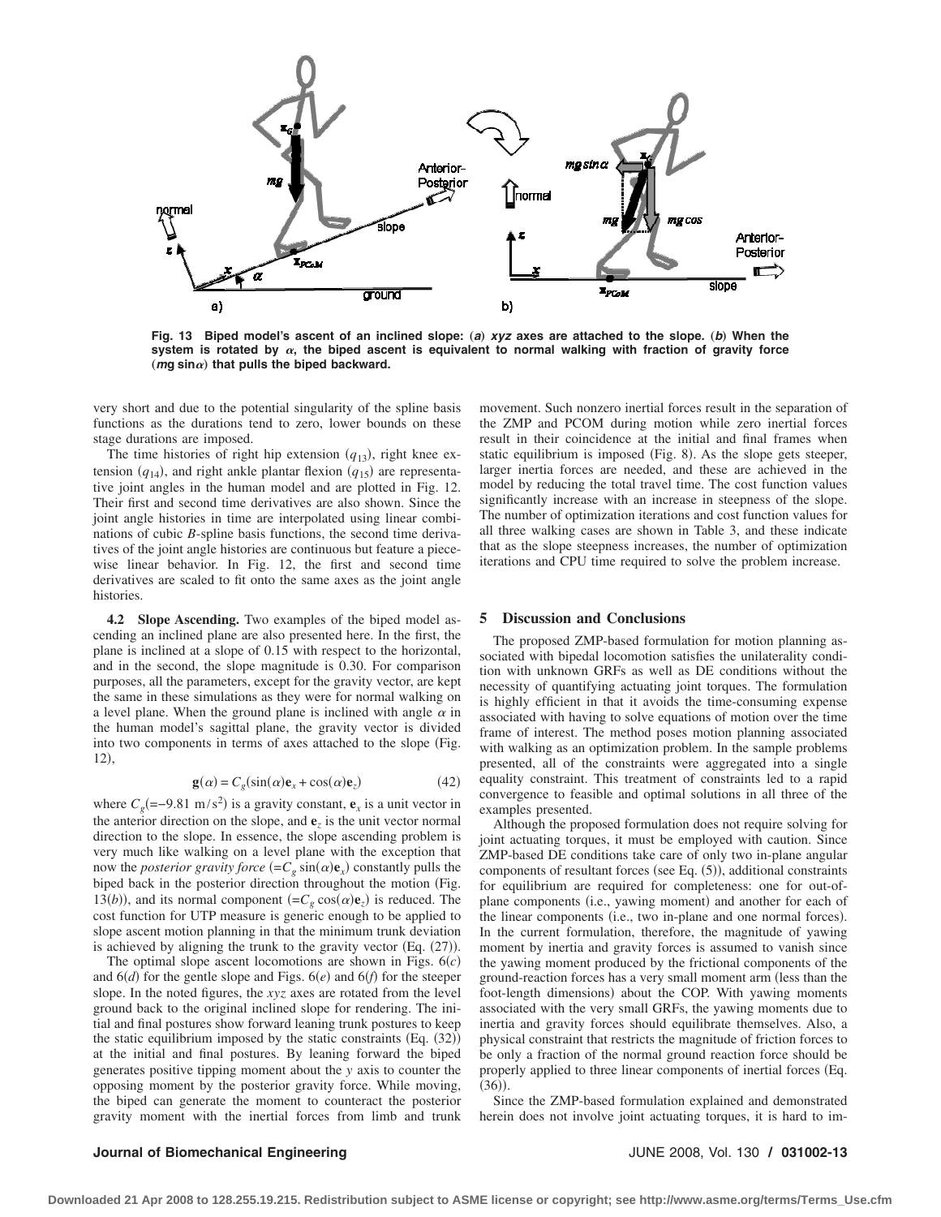Fig. 13 Biped model's ascent of an inclined slope: (*a*) *xyz* axes are attached to the slope. (*b*) When the system is rotated by $\alpha$, the biped ascent is equivalent to normal walking with fraction of gravity force ($m$g sin$\alpha$) that pulls the biped backward.

very short and due to the potential singularity of the spline basis functions as the durations tend to zero, lower bounds on these stage durations are imposed.

The time histories of right hip extension ($q_{13}$), right knee extension ($q_{14}$), and right ankle plantar flexion ($q_{15}$) are representative joint angles in the human model and are plotted in Fig. 12. Their first and second time derivatives are also shown. Since the joint angle histories in time are interpolated using linear combinations of cubic *B*-spline basis functions, the second time derivatives of the joint angle histories are continuous but feature a piecewise linear behavior. In Fig. 12, the first and second time derivatives are scaled to fit onto the same axes as the joint angle histories.

**4.2 Slope Ascending.** Two examples of the biped model ascending an inclined plane are also presented here. In the first, the plane is inclined at a slope of 0.15 with respect to the horizontal, and in the second, the slope magnitude is 0.30. For comparison purposes, all the parameters, except for the gravity vector, are kept the same in these simulations as they were for normal walking on a level plane. When the ground plane is inclined with angle $\alpha$ in the human model's sagittal plane, the gravity vector is divided into two components in terms of axes attached to the slope (Fig. 12),

$$\mathbf{g}(\alpha) = C_g(\sin(\alpha)\mathbf{e}_x + \cos(\alpha)\mathbf{e}_z) \tag{42}$$

where $C_g(=-9.81\ \mathrm{m/s^2})$ is a gravity constant, $\mathbf{e}_x$ is a unit vector in the anterior direction on the slope, and $\mathbf{e}_z$ is the unit vector normal direction to the slope. In essence, the slope ascending problem is very much like walking on a level plane with the exception that now the *posterior gravity force* $(=C_g \sin(\alpha)\mathbf{e}_x)$ constantly pulls the biped back in the posterior direction throughout the motion (Fig. 13(*b*)), and its normal component $(=C_g \cos(\alpha)\mathbf{e}_z)$ is reduced. The cost function for UTP measure is generic enough to be applied to slope ascent motion planning in that the minimum trunk deviation is achieved by aligning the trunk to the gravity vector (Eq. (27)).

The optimal slope ascent locomotions are shown in Figs. 6(*c*) and 6(*d*) for the gentle slope and Figs. 6(*e*) and 6(*f*) for the steeper slope. In the noted figures, the *xyz* axes are rotated from the level ground back to the original inclined slope for rendering. The initial and final postures show forward leaning trunk postures to keep the static equilibrium imposed by the static constraints (Eq. (32)) at the initial and final postures. By leaning forward the biped generates positive tipping moment about the *y* axis to counter the opposing moment by the posterior gravity force. While moving, the biped can generate the moment to counteract the posterior gravity moment with the inertial forces from limb and trunk movement. Such nonzero inertial forces result in the separation of the ZMP and PCOM during motion while zero inertial forces result in their coincidence at the initial and final frames when static equilibrium is imposed (Fig. 8). As the slope gets steeper, larger inertia forces are needed, and these are achieved in the model by reducing the total travel time. The cost function values significantly increase with an increase in steepness of the slope. The number of optimization iterations and cost function values for all three walking cases are shown in Table 3, and these indicate that as the slope steepness increases, the number of optimization iterations and CPU time required to solve the problem increase.

## 5 Discussion and Conclusions

The proposed ZMP-based formulation for motion planning associated with bipedal locomotion satisfies the unilaterality condition with unknown GRFs as well as DE conditions without the necessity of quantifying actuating joint torques. The formulation is highly efficient in that it avoids the time-consuming expense associated with having to solve equations of motion over the time frame of interest. The method poses motion planning associated with walking as an optimization problem. In the sample problems presented, all of the constraints were aggregated into a single equality constraint. This treatment of constraints led to a rapid convergence to feasible and optimal solutions in all three of the examples presented.

Although the proposed formulation does not require solving for joint actuating torques, it must be employed with caution. Since ZMP-based DE conditions take care of only two in-plane angular components of resultant forces (see Eq. (5)), additional constraints for equilibrium are required for completeness: one for out-of-plane components (i.e., yawing moment) and another for each of the linear components (i.e., two in-plane and one normal forces). In the current formulation, therefore, the magnitude of yawing moment by inertia and gravity forces is assumed to vanish since the yawing moment produced by the frictional components of the ground-reaction forces has a very small moment arm (less than the foot-length dimensions) about the COP. With yawing moments associated with the very small GRFs, the yawing moments due to inertia and gravity forces should equilibrate themselves. Also, a physical constraint that restricts the magnitude of friction forces to be only a fraction of the normal ground reaction force should be properly applied to three linear components of inertial forces (Eq. (36)).

Since the ZMP-based formulation explained and demonstrated herein does not involve joint actuating torques, it is hard to im-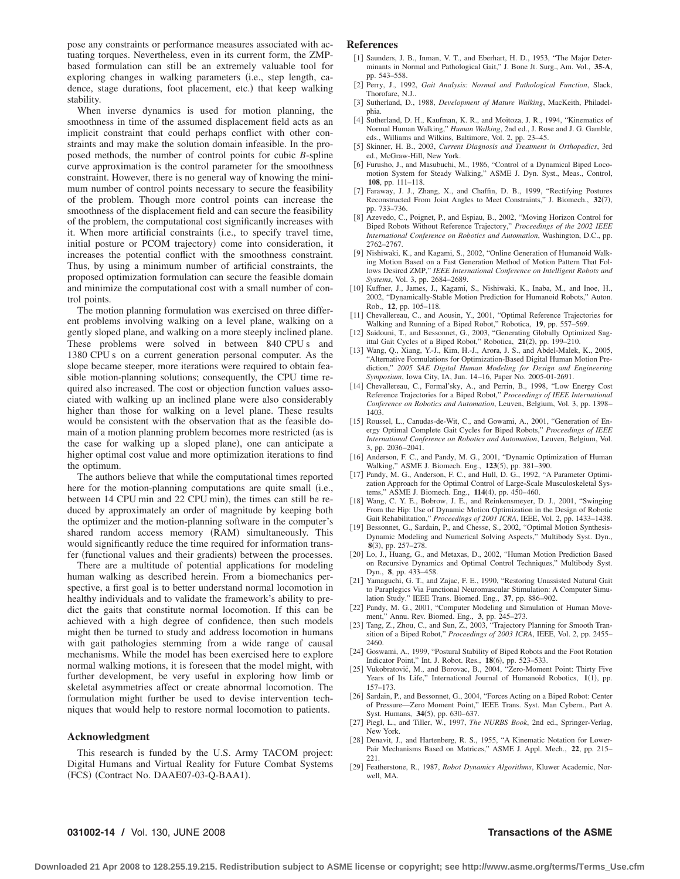pose any constraints or performance measures associated with actuating torques. Nevertheless, even in its current form, the ZMP-based formulation can still be an extremely valuable tool for exploring changes in walking parameters (i.e., step length, cadence, stage durations, foot placement, etc.) that keep walking stability.

When inverse dynamics is used for motion planning, the smoothness in time of the assumed displacement field acts as an implicit constraint that could perhaps conflict with other constraints and may make the solution domain infeasible. In the proposed methods, the number of control points for cubic *B*-spline curve approximation is the control parameter for the smoothness constraint. However, there is no general way of knowing the minimum number of control points necessary to secure the feasibility of the problem. Though more control points can increase the smoothness of the displacement field and can secure the feasibility of the problem, the computational cost significantly increases with it. When more artificial constraints (i.e., to specify travel time, initial posture or PCOM trajectory) come into consideration, it increases the potential conflict with the smoothness constraint. Thus, by using a minimum number of artificial constraints, the proposed optimization formulation can secure the feasible domain and minimize the computational cost with a small number of control points.

The motion planning formulation was exercised on three different problems involving walking on a level plane, walking on a gently sloped plane, and walking on a more steeply inclined plane. These problems were solved in between 840 CPU s and 1380 CPU s on a current generation personal computer. As the slope became steeper, more iterations were required to obtain feasible motion-planning solutions; consequently, the CPU time required also increased. The cost or objection function values associated with walking up an inclined plane were also considerably higher than those for walking on a level plane. These results would be consistent with the observation that as the feasible domain of a motion planning problem becomes more restricted (as is the case for walking up a sloped plane), one can anticipate a higher optimal cost value and more optimization iterations to find the optimum.

The authors believe that while the computational times reported here for the motion-planning computations are quite small (i.e., between 14 CPU min and 22 CPU min), the times can still be reduced by approximately an order of magnitude by keeping both the optimizer and the motion-planning software in the computer's shared random access memory (RAM) simultaneously. This would significantly reduce the time required for information transfer (functional values and their gradients) between the processes.

There are a multitude of potential applications for modeling human walking as described herein. From a biomechanics perspective, a first goal is to better understand normal locomotion in healthy individuals and to validate the framework's ability to predict the gaits that constitute normal locomotion. If this can be achieved with a high degree of confidence, then such models might then be turned to study and address locomotion in humans with gait pathologies stemming from a wide range of causal mechanisms. While the model has been exercised here to explore normal walking motions, it is foreseen that the model might, with further development, be very useful in exploring how limb or skeletal asymmetries affect or create abnormal locomotion. The formulation might further be used to devise intervention techniques that would help to restore normal locomotion to patients.

## Acknowledgment

This research is funded by the U.S. Army TACOM project: Digital Humans and Virtual Reality for Future Combat Systems (FCS) (Contract No. DAAE07-03-Q-BAA1).

## References

[1] Saunders, J. B., Inman, V. T., and Eberhart, H. D., 1953, "The Major Determinants in Normal and Pathological Gait," J. Bone Jt. Surg., Am. Vol., **35-A**, pp. 543–558.

[2] Perry, J., 1992, *Gait Analysis: Normal and Pathological Function*, Slack, Thorofare, N.J..

[3] Sutherland, D., 1988, *Development of Mature Walking*, MacKeith, Philadelphia.

[4] Sutherland, D. H., Kaufman, K. R., and Moitoza, J. R., 1994, "Kinematics of Normal Human Walking," *Human Walking*, 2nd ed., J. Rose and J. G. Gamble, eds., Williams and Wilkins, Baltimore, Vol. 2, pp. 23–45.

[5] Skinner, H. B., 2003, *Current Diagnosis and Treatment in Orthopedics*, 3rd ed., McGraw-Hill, New York.

[6] Furusho, J., and Masubuchi, M., 1986, "Control of a Dynamical Biped Locomotion System for Steady Walking," ASME J. Dyn. Syst., Meas., Control, **108**, pp. 111–118.

[7] Faraway, J. J., Zhang, X., and Chaffin, D. B., 1999, "Rectifying Postures Reconstructed From Joint Angles to Meet Constraints," J. Biomech., **32**(7), pp. 733–736.

[8] Azevedo, C., Poignet, P., and Espiau, B., 2002, "Moving Horizon Control for Biped Robots Without Reference Trajectory," *Proceedings of the 2002 IEEE International Conference on Robotics and Automation*, Washington, D.C., pp. 2762–2767.

[9] Nishiwaki, K., and Kagami, S., 2002, "Online Generation of Humanoid Walking Motion Based on a Fast Generation Method of Motion Pattern That Follows Desired ZMP," *IEEE International Conference on Intelligent Robots and Systems*, Vol. 3, pp. 2684–2689.

[10] Kuffner, J., James, J., Kagami, S., Nishiwaki, K., Inaba, M., and Inoe, H., 2002, "Dynamically-Stable Motion Prediction for Humanoid Robots," Auton. Rob., **12**, pp. 105–118.

[11] Chevallereau, C., and Aousin, Y., 2001, "Optimal Reference Trajectories for Walking and Running of a Biped Robot," Robotica, **19**, pp. 557–569.

[12] Saidouni, T., and Bessonnet, G., 2003, "Generating Globally Optimized Sagittal Gait Cycles of a Biped Robot," Robotica, **21**(2), pp. 199–210.

[13] Wang, Q., Xiang, Y.-J., Kim, H.-J., Arora, J. S., and Abdel-Malek, K., 2005, "Alternative Formulations for Optimization-Based Digital Human Motion Prediction," *2005 SAE Digital Human Modeling for Design and Engineering Symposium*, Iowa City, IA, Jun. 14–16, Paper No. 2005-01-2691.

[14] Chevallereau, C., Formal'sky, A., and Perrin, B., 1998, "Low Energy Cost Reference Trajectories for a Biped Robot," *Proceedings of IEEE International Conference on Robotics and Automation*, Leuven, Belgium, Vol. 3, pp. 1398–1403.

[15] Roussel, L., Canudas-de-Wit, C., and Gowami, A., 2001, "Generation of Energy Optimal Complete Gait Cycles for Biped Robots," *Proceedings of IEEE International Conference on Robotics and Automation*, Leuven, Belgium, Vol. 3, pp. 2036–2041.

[16] Anderson, F. C., and Pandy, M. G., 2001, "Dynamic Optimization of Human Walking," ASME J. Biomech. Eng., **123**(5), pp. 381–390.

[17] Pandy, M. G., Anderson, F. C., and Hull, D. G., 1992, "A Parameter Optimization Approach for the Optimal Control of Large-Scale Musculoskeletal Systems," ASME J. Biomech. Eng., **114**(4), pp. 450–460.

[18] Wang, C. Y. E., Bobrow, J. E., and Reinkensmeyer, D. J., 2001, "Swinging From the Hip: Use of Dynamic Motion Optimization in the Design of Robotic Gait Rehabilitation," *Proceedings of 2001 ICRA*, IEEE, Vol. 2, pp. 1433–1438.

[19] Bessonnet, G., Sardain, P., and Chesse, S., 2002, "Optimal Motion Synthesis-Dynamic Modeling and Numerical Solving Aspects," Multibody Syst. Dyn., **8**(3), pp. 257–278.

[20] Lo, J., Huang, G., and Metaxas, D., 2002, "Human Motion Prediction Based on Recursive Dynamics and Optimal Control Techniques," Multibody Syst. Dyn., **8**, pp. 433–458.

[21] Yamaguchi, G. T., and Zajac, F. E., 1990, "Restoring Unassisted Natural Gait to Paraplegics Via Functional Neuromuscular Stimulation: A Computer Simulation Study." IEEE Trans. Biomed. Eng., **37**, pp. 886–902.

[22] Pandy, M. G., 2001, "Computer Modeling and Simulation of Human Movement," Annu. Rev. Biomed. Eng., **3**, pp. 245–273.

[23] Tang, Z., Zhou, C., and Sun, Z., 2003, "Trajectory Planning for Smooth Transition of a Biped Robot," *Proceedings of 2003 ICRA*, IEEE, Vol. 2, pp. 2455–2460.

[24] Goswami, A., 1999, "Postural Stability of Biped Robots and the Foot Rotation Indicator Point," Int. J. Robot. Res., **18**(6), pp. 523–533.

[25] Vukobratović, M., and Borovac, B., 2004, "Zero-Moment Point: Thirty Five Years of Its Life," International Journal of Humanoid Robotics, **1**(1), pp. 157–173.

[26] Sardain, P., and Bessonnet, G., 2004, "Forces Acting on a Biped Robot: Center of Pressure—Zero Moment Point," IEEE Trans. Syst. Man Cybern., Part A. Syst. Humans, **34**(5), pp. 630–637.

[27] Piegl, L., and Tiller, W., 1997, *The NURBS Book*, 2nd ed., Springer-Verlag, New York.

[28] Denavit, J., and Hartenberg, R. S., 1955, "A Kinematic Notation for Lower-Pair Mechanisms Based on Matrices," ASME J. Appl. Mech., **22**, pp. 215–221.

[29] Featherstone, R., 1987, *Robot Dynamics Algorithms*, Kluwer Academic, Norwell, MA.